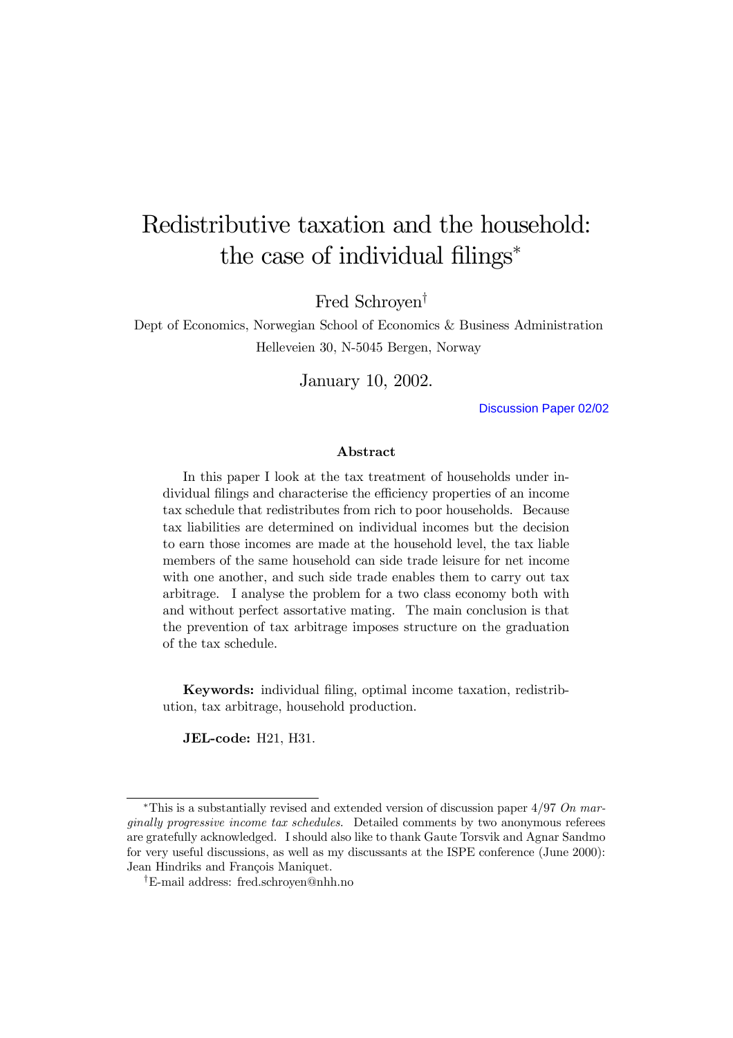# Redistributive taxation and the household: the case of individual filings[*]

Fred Schroyen[†]

Dept of Economics, Norwegian School of Economics & Business Administration
Helleveien 30, N-5045 Bergen, Norway

January 10, 2002.

Discussion Paper 02/02

### Abstract

In this paper I look at the tax treatment of households under individual filings and characterise the efficiency properties of an income tax schedule that redistributes from rich to poor households. Because tax liabilities are determined on individual incomes but the decision to earn those incomes are made at the household level, the tax liable members of the same household can side trade leisure for net income with one another, and such side trade enables them to carry out tax arbitrage. I analyse the problem for a two class economy both with and without perfect assortative mating. The main conclusion is that the prevention of tax arbitrage imposes structure on the graduation of the tax schedule.

**Keywords:** individual filing, optimal income taxation, redistribution, tax arbitrage, household production.

**JEL-code:** H21, H31.

---

[*] This is a substantially revised and extended version of discussion paper 4/97 *On marginally progressive income tax schedules*. Detailed comments by two anonymous referees are gratefully acknowledged. I should also like to thank Gaute Torsvik and Agnar Sandmo for very useful discussions, as well as my discussants at the ISPE conference (June 2000): Jean Hindriks and François Maniquet.

[†] E-mail address: fred.schroyen@nhh.no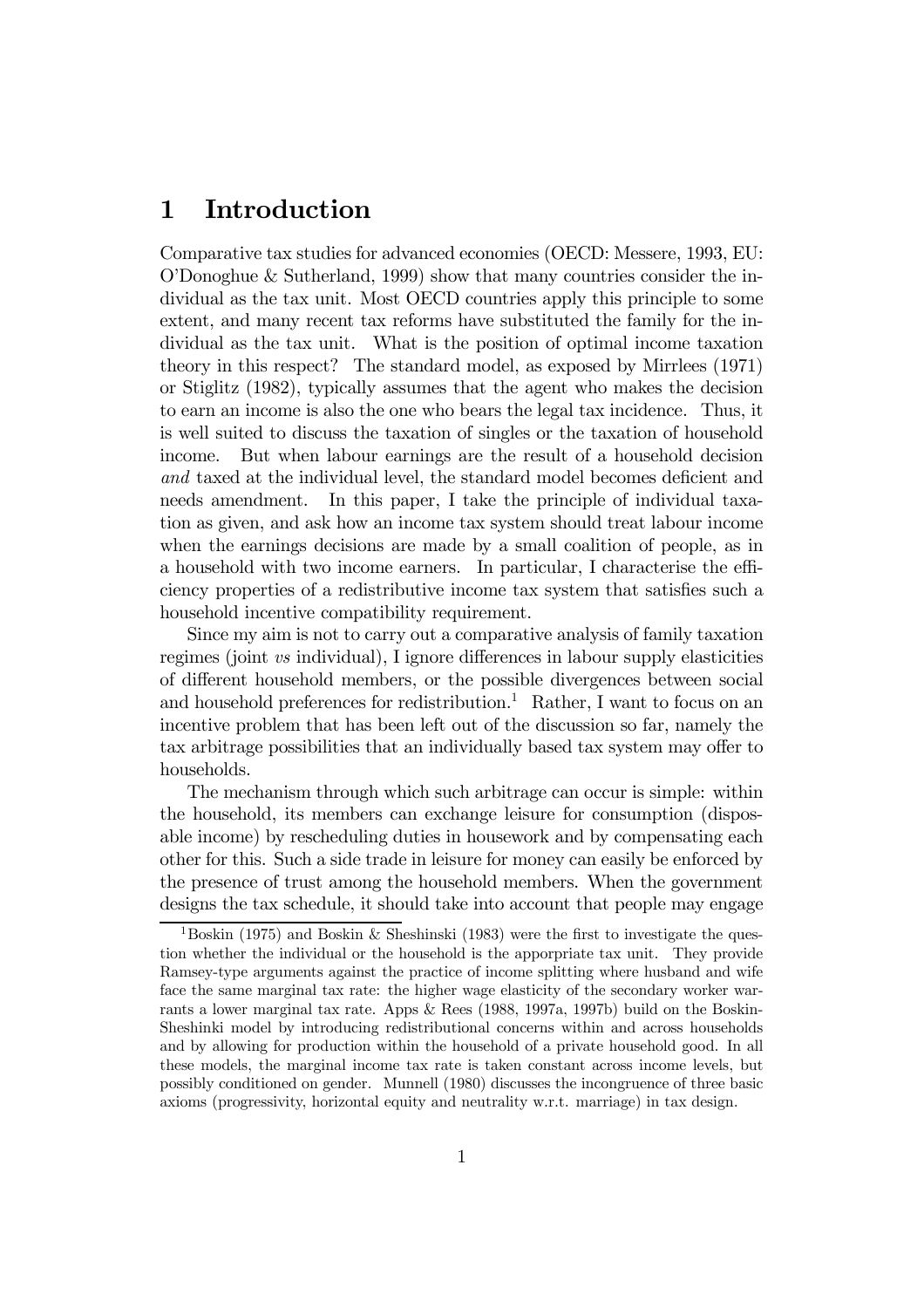# 1 Introduction

Comparative tax studies for advanced economies (OECD: Messere, 1993, EU: O'Donoghue & Sutherland, 1999) show that many countries consider the individual as the tax unit. Most OECD countries apply this principle to some extent, and many recent tax reforms have substituted the family for the individual as the tax unit. What is the position of optimal income taxation theory in this respect? The standard model, as exposed by Mirrlees (1971) or Stiglitz (1982), typically assumes that the agent who makes the decision to earn an income is also the one who bears the legal tax incidence. Thus, it is well suited to discuss the taxation of singles or the taxation of household income. But when labour earnings are the result of a household decision *and* taxed at the individual level, the standard model becomes deficient and needs amendment. In this paper, I take the principle of individual taxation as given, and ask how an income tax system should treat labour income when the earnings decisions are made by a small coalition of people, as in a household with two income earners. In particular, I characterise the efficiency properties of a redistributive income tax system that satisfies such a household incentive compatibility requirement.

Since my aim is not to carry out a comparative analysis of family taxation regimes (joint *vs* individual), I ignore differences in labour supply elasticities of different household members, or the possible divergences between social and household preferences for redistribution.[1] Rather, I want to focus on an incentive problem that has been left out of the discussion so far, namely the tax arbitrage possibilities that an individually based tax system may offer to households.

The mechanism through which such arbitrage can occur is simple: within the household, its members can exchange leisure for consumption (disposable income) by rescheduling duties in housework and by compensating each other for this. Such a side trade in leisure for money can easily be enforced by the presence of trust among the household members. When the government designs the tax schedule, it should take into account that people may engage

[1] Boskin (1975) and Boskin & Sheshinski (1983) were the first to investigate the question whether the individual or the household is the apporpriate tax unit. They provide Ramsey-type arguments against the practice of income splitting where husband and wife face the same marginal tax rate: the higher wage elasticity of the secondary worker warrants a lower marginal tax rate. Apps & Rees (1988, 1997a, 1997b) build on the Boskin-Sheshinki model by introducing redistributional concerns within and across households and by allowing for production within the household of a private household good. In all these models, the marginal income tax rate is taken constant across income levels, but possibly conditioned on gender. Munnell (1980) discusses the incongruence of three basic axioms (progressivity, horizontal equity and neutrality w.r.t. marriage) in tax design.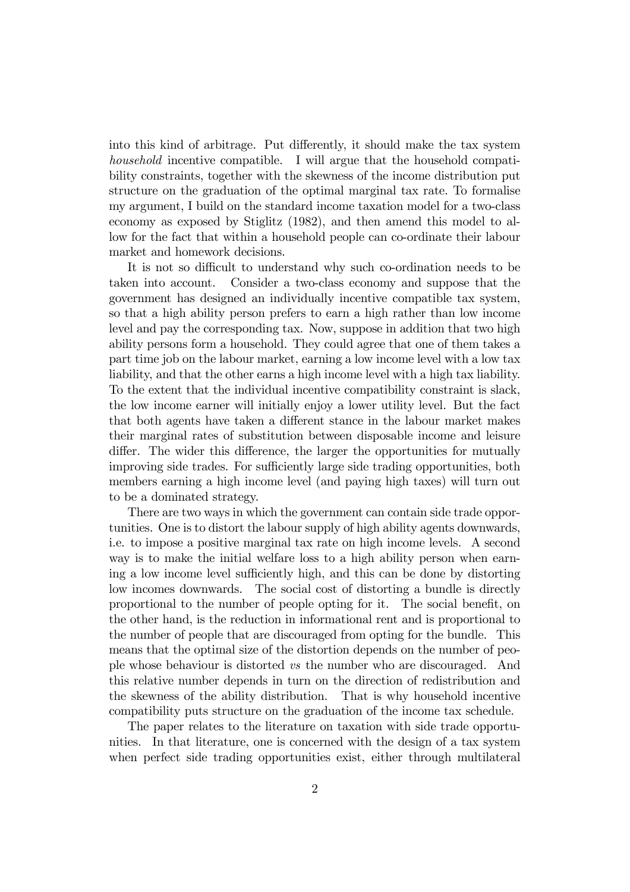into this kind of arbitrage. Put differently, it should make the tax system *household* incentive compatible. I will argue that the household compatibility constraints, together with the skewness of the income distribution put structure on the graduation of the optimal marginal tax rate. To formalise my argument, I build on the standard income taxation model for a two-class economy as exposed by Stiglitz (1982), and then amend this model to allow for the fact that within a household people can co-ordinate their labour market and homework decisions.

It is not so difficult to understand why such co-ordination needs to be taken into account. Consider a two-class economy and suppose that the government has designed an individually incentive compatible tax system, so that a high ability person prefers to earn a high rather than low income level and pay the corresponding tax. Now, suppose in addition that two high ability persons form a household. They could agree that one of them takes a part time job on the labour market, earning a low income level with a low tax liability, and that the other earns a high income level with a high tax liability. To the extent that the individual incentive compatibility constraint is slack, the low income earner will initially enjoy a lower utility level. But the fact that both agents have taken a different stance in the labour market makes their marginal rates of substitution between disposable income and leisure differ. The wider this difference, the larger the opportunities for mutually improving side trades. For sufficiently large side trading opportunities, both members earning a high income level (and paying high taxes) will turn out to be a dominated strategy.

There are two ways in which the government can contain side trade opportunities. One is to distort the labour supply of high ability agents downwards, i.e. to impose a positive marginal tax rate on high income levels. A second way is to make the initial welfare loss to a high ability person when earning a low income level sufficiently high, and this can be done by distorting low incomes downwards. The social cost of distorting a bundle is directly proportional to the number of people opting for it. The social benefit, on the other hand, is the reduction in informational rent and is proportional to the number of people that are discouraged from opting for the bundle. This means that the optimal size of the distortion depends on the number of people whose behaviour is distorted *vs* the number who are discouraged. And this relative number depends in turn on the direction of redistribution and the skewness of the ability distribution. That is why household incentive compatibility puts structure on the graduation of the income tax schedule.

The paper relates to the literature on taxation with side trade opportunities. In that literature, one is concerned with the design of a tax system when perfect side trading opportunities exist, either through multilateral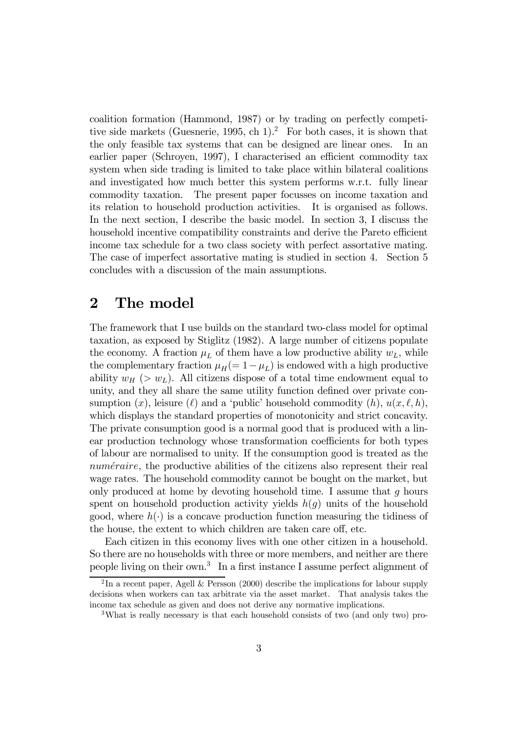coalition formation (Hammond, 1987) or by trading on perfectly competitive side markets (Guesnerie, 1995, ch 1).[2] For both cases, it is shown that the only feasible tax systems that can be designed are linear ones. In an earlier paper (Schroyen, 1997), I characterised an efficient commodity tax system when side trading is limited to take place within bilateral coalitions and investigated how much better this system performs w.r.t. fully linear commodity taxation. The present paper focusses on income taxation and its relation to household production activities. It is organised as follows. In the next section, I describe the basic model. In section 3, I discuss the household incentive compatibility constraints and derive the Pareto efficient income tax schedule for a two class society with perfect assortative mating. The case of imperfect assortative mating is studied in section 4. Section 5 concludes with a discussion of the main assumptions.

## 2 The model

The framework that I use builds on the standard two-class model for optimal taxation, as exposed by Stiglitz (1982). A large number of citizens populate the economy. A fraction $\mu_L$ of them have a low productive ability $w_L$, while the complementary fraction $\mu_H(= 1 - \mu_L)$ is endowed with a high productive ability $w_H$ ($> w_L$). All citizens dispose of a total time endowment equal to unity, and they all share the same utility function defined over private consumption ($x$), leisure ($\ell$) and a 'public' household commodity ($h$), $u(x, \ell, h)$, which displays the standard properties of monotonicity and strict concavity. The private consumption good is a normal good that is produced with a linear production technology whose transformation coefficients for both types of labour are normalised to unity. If the consumption good is treated as the *numéraire*, the productive abilities of the citizens also represent their real wage rates. The household commodity cannot be bought on the market, but only produced at home by devoting household time. I assume that $g$ hours spent on household production activity yields $h(g)$ units of the household good, where $h(\cdot)$ is a concave production function measuring the tidiness of the house, the extent to which children are taken care off, etc.

Each citizen in this economy lives with one other citizen in a household. So there are no households with three or more members, and neither are there people living on their own.[3] In a first instance I assume perfect alignment of

[2] In a recent paper, Agell & Persson (2000) describe the implications for labour supply decisions when workers can tax arbitrate via the asset market. That analysis takes the income tax schedule as given and does not derive any normative implications.

[3] What is really necessary is that each household consists of two (and only two) pro-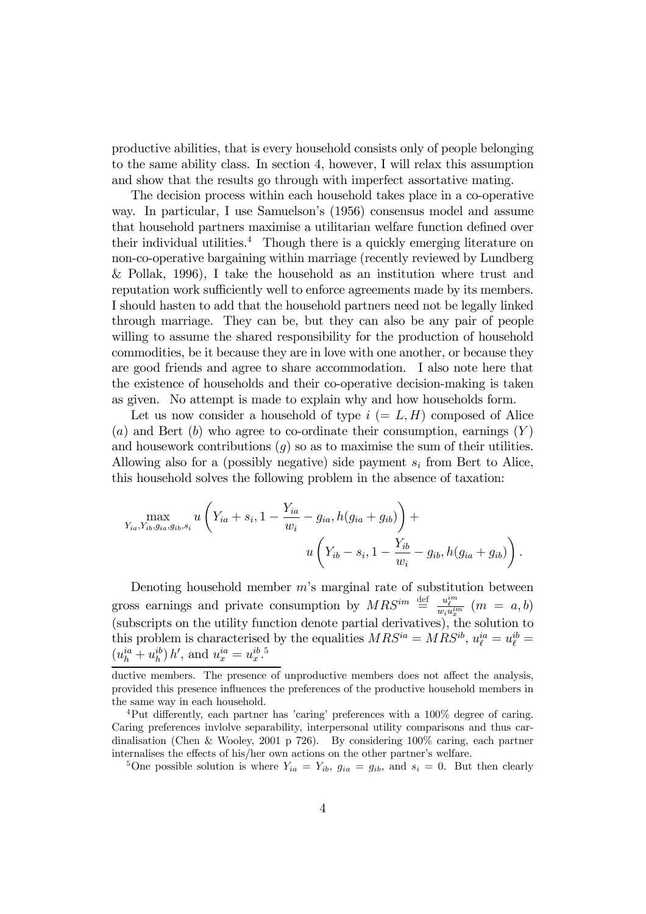productive abilities, that is every household consists only of people belonging to the same ability class. In section 4, however, I will relax this assumption and show that the results go through with imperfect assortative mating.

The decision process within each household takes place in a co-operative way. In particular, I use Samuelson's (1956) consensus model and assume that household partners maximise a utilitarian welfare function defined over their individual utilities.[4] Though there is a quickly emerging literature on non-co-operative bargaining within marriage (recently reviewed by Lundberg & Pollak, 1996), I take the household as an institution where trust and reputation work sufficiently well to enforce agreements made by its members. I should hasten to add that the household partners need not be legally linked through marriage. They can be, but they can also be any pair of people willing to assume the shared responsibility for the production of household commodities, be it because they are in love with one another, or because they are good friends and agree to share accommodation. I also note here that the existence of households and their co-operative decision-making is taken as given. No attempt is made to explain why and how households form.

Let us now consider a household of type $i$ $(= L, H)$ composed of Alice $(a)$ and Bert $(b)$ who agree to co-ordinate their consumption, earnings $(Y)$ and housework contributions $(g)$ so as to maximise the sum of their utilities. Allowing also for a (possibly negative) side payment $s_i$ from Bert to Alice, this household solves the following problem in the absence of taxation:

$$\max_{Y_{ia}, Y_{ib}, g_{ia}, g_{ib}, s_i} u\left(Y_{ia} + s_i, 1 - \frac{Y_{ia}}{w_i} - g_{ia}, h(g_{ia} + g_{ib})\right) + u\left(Y_{ib} - s_i, 1 - \frac{Y_{ib}}{w_i} - g_{ib}, h(g_{ia} + g_{ib})\right).$$

Denoting household member $m$'s marginal rate of substitution between gross earnings and private consumption by $MRS^{im} \stackrel{\text{def}}{=} \frac{u_\ell^{im}}{w_i u_x^{im}}$ $(m = a, b)$ (subscripts on the utility function denote partial derivatives), the solution to this problem is characterised by the equalities $MRS^{ia} = MRS^{ib}$, $u_\ell^{ia} = u_\ell^{ib} = (u_h^{ia} + u_h^{ib}) h'$, and $u_x^{ia} = u_x^{ib}$.[5]

---

ductive members. The presence of unproductive members does not affect the analysis, provided this presence influences the preferences of the productive household members in the same way in each household.

[4] Put differently, each partner has 'caring' preferences with a 100% degree of caring. Caring preferences invlolve separability, interpersonal utility comparisons and thus cardinalisation (Chen & Wooley, 2001 p 726). By considering 100% caring, each partner internalises the effects of his/her own actions on the other partner's welfare.

[5] One possible solution is where $Y_{ia} = Y_{ib}$, $g_{ia} = g_{ib}$, and $s_i = 0$. But then clearly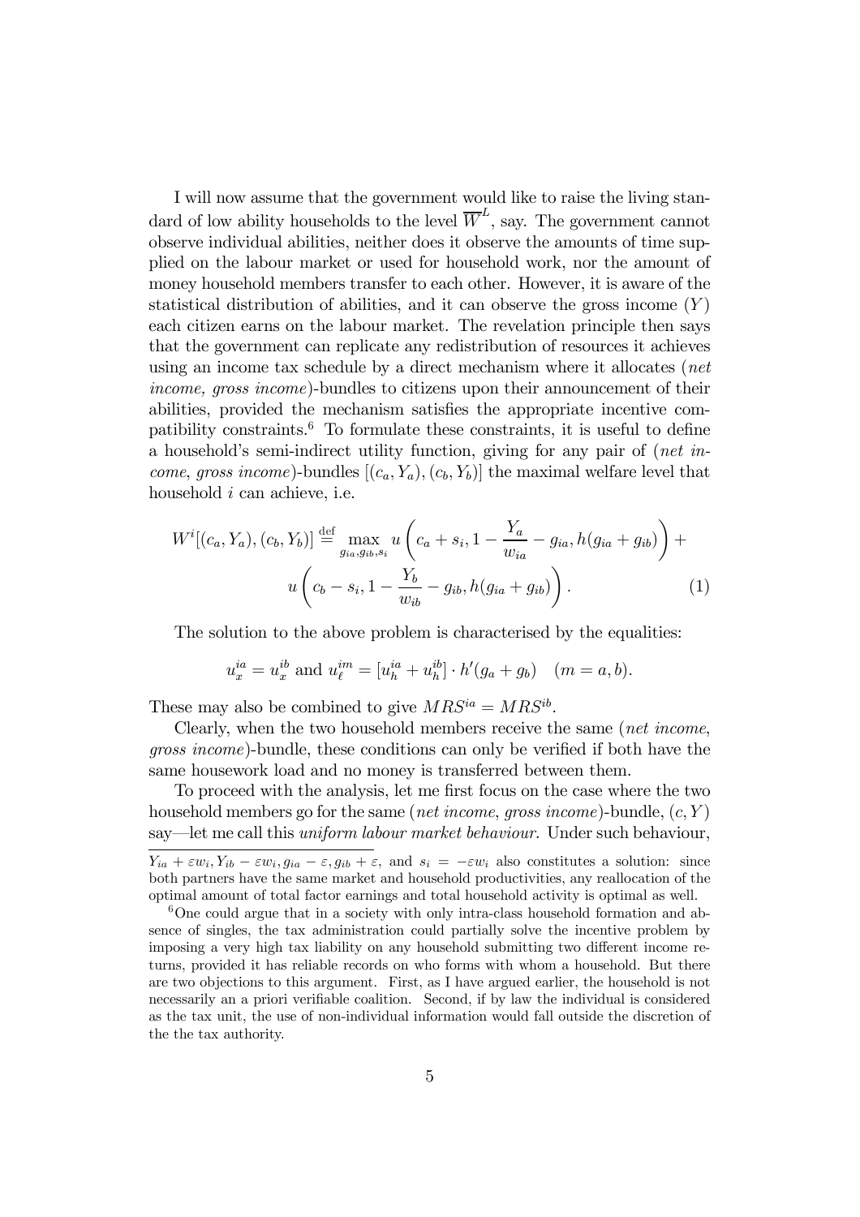I will now assume that the government would like to raise the living standard of low ability households to the level $\overline{W}^L$, say. The government cannot observe individual abilities, neither does it observe the amounts of time supplied on the labour market or used for household work, nor the amount of money household members transfer to each other. However, it is aware of the statistical distribution of abilities, and it can observe the gross income ($Y$) each citizen earns on the labour market. The revelation principle then says that the government can replicate any redistribution of resources it achieves using an income tax schedule by a direct mechanism where it allocates (*net income, gross income*)-bundles to citizens upon their announcement of their abilities, provided the mechanism satisfies the appropriate incentive compatibility constraints.[6] To formulate these constraints, it is useful to define a household's semi-indirect utility function, giving for any pair of (*net income*, *gross income*)-bundles $[(c_a, Y_a), (c_b, Y_b)]$ the maximal welfare level that household $i$ can achieve, i.e.

$$W^i[(c_a, Y_a), (c_b, Y_b)] \stackrel{\text{def}}{=} \max_{g_{ia}, g_{ib}, s_i} u\left(c_a + s_i, 1 - \frac{Y_a}{w_{ia}} - g_{ia}, h(g_{ia} + g_{ib})\right) + u\left(c_b - s_i, 1 - \frac{Y_b}{w_{ib}} - g_{ib}, h(g_{ia} + g_{ib})\right). \quad (1)$$

The solution to the above problem is characterised by the equalities:

$$u_x^{ia} = u_x^{ib} \text{ and } u_\ell^{im} = [u_h^{ia} + u_h^{ib}] \cdot h'(g_a + g_b) \quad (m = a, b).$$

These may also be combined to give $MRS^{ia} = MRS^{ib}$.

Clearly, when the two household members receive the same (*net income*, *gross income*)-bundle, these conditions can only be verified if both have the same housework load and no money is transferred between them.

To proceed with the analysis, let me first focus on the case where the two household members go for the same (*net income*, *gross income*)-bundle, $(c, Y)$ say—let me call this *uniform labour market behaviour*. Under such behaviour,

---

$Y_{ia} + \varepsilon w_i, Y_{ib} - \varepsilon w_i, g_{ia} - \varepsilon, g_{ib} + \varepsilon$, and $s_i = -\varepsilon w_i$ also constitutes a solution: since both partners have the same market and household productivities, any reallocation of the optimal amount of total factor earnings and total household activity is optimal as well.

[6] One could argue that in a society with only intra-class household formation and absence of singles, the tax administration could partially solve the incentive problem by imposing a very high tax liability on any household submitting two different income returns, provided it has reliable records on who forms with whom a household. But there are two objections to this argument. First, as I have argued earlier, the household is not necessarily an a priori verifiable coalition. Second, if by law the individual is considered as the tax unit, the use of non-individual information would fall outside the discretion of the the tax authority.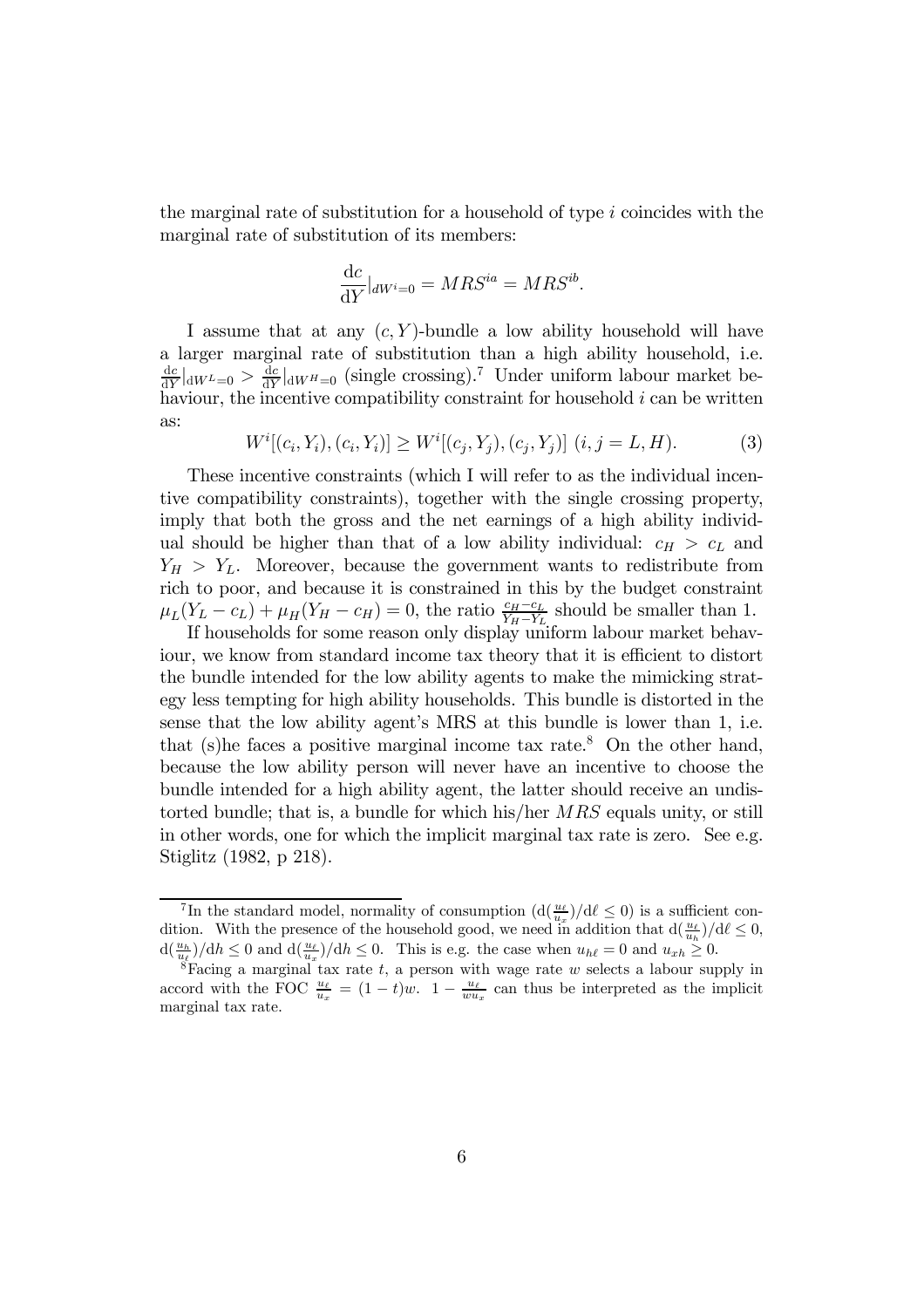the marginal rate of substitution for a household of type $i$ coincides with the marginal rate of substitution of its members:

$$\frac{\mathrm{d}c}{\mathrm{d}Y}|_{dW^i=0} = MRS^{ia} = MRS^{ib}.$$

I assume that at any $(c, Y)$-bundle a low ability household will have a larger marginal rate of substitution than a high ability household, i.e. $\frac{\mathrm{d}c}{\mathrm{d}Y}|_{\mathrm{d}W^L=0} > \frac{\mathrm{d}c}{\mathrm{d}Y}|_{\mathrm{d}W^H=0}$ (single crossing).[7] Under uniform labour market behaviour, the incentive compatibility constraint for household $i$ can be written as:

$$W^i[(c_i, Y_i), (c_i, Y_i)] \geq W^i[(c_j, Y_j), (c_j, Y_j)] \ (i, j = L, H). \tag{3}$$

These incentive constraints (which I will refer to as the individual incentive compatibility constraints), together with the single crossing property, imply that both the gross and the net earnings of a high ability individual should be higher than that of a low ability individual: $c_H > c_L$ and $Y_H > Y_L$. Moreover, because the government wants to redistribute from rich to poor, and because it is constrained in this by the budget constraint $\mu_L(Y_L - c_L) + \mu_H(Y_H - c_H) = 0$, the ratio $\frac{c_H - c_L}{Y_H - Y_L}$ should be smaller than 1.

If households for some reason only display uniform labour market behaviour, we know from standard income tax theory that it is efficient to distort the bundle intended for the low ability agents to make the mimicking strategy less tempting for high ability households. This bundle is distorted in the sense that the low ability agent's MRS at this bundle is lower than 1, i.e. that (s)he faces a positive marginal income tax rate.[8] On the other hand, because the low ability person will never have an incentive to choose the bundle intended for a high ability agent, the latter should receive an undistorted bundle; that is, a bundle for which his/her $MRS$ equals unity, or still in other words, one for which the implicit marginal tax rate is zero. See e.g. Stiglitz (1982, p 218).

---

[7] In the standard model, normality of consumption $(\mathrm{d}(\frac{u_\ell}{u_x})/\mathrm{d}\ell \leq 0)$ is a sufficient condition. With the presence of the household good, we need in addition that $\mathrm{d}(\frac{u_\ell}{u_h})/\mathrm{d}\ell \leq 0$, $\mathrm{d}(\frac{u_h}{u_\ell})/\mathrm{d}h \leq 0$ and $\mathrm{d}(\frac{u_\ell}{u_x})/\mathrm{d}h \leq 0$. This is e.g. the case when $u_{h\ell} = 0$ and $u_{xh} \geq 0$.

[8] Facing a marginal tax rate $t$, a person with wage rate $w$ selects a labour supply in accord with the FOC $\frac{u_\ell}{u_x} = (1-t)w$. $1 - \frac{u_\ell}{wu_x}$ can thus be interpreted as the implicit marginal tax rate.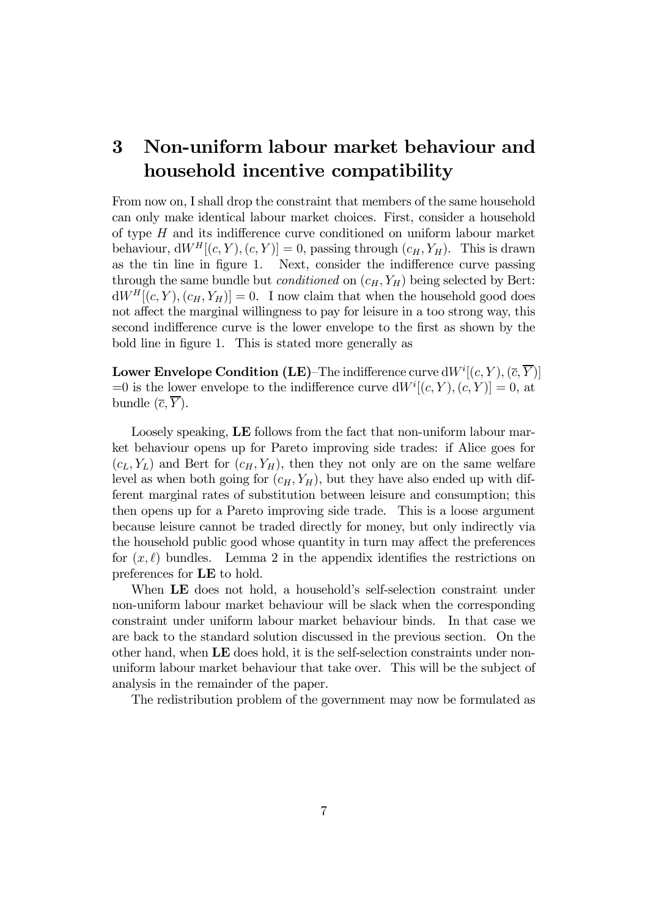# 3 Non-uniform labour market behaviour and household incentive compatibility

From now on, I shall drop the constraint that members of the same household can only make identical labour market choices. First, consider a household of type $H$ and its indifference curve conditioned on uniform labour market behaviour, $\mathrm{d}W^H[(c,Y),(c,Y)] = 0$, passing through $(c_H, Y_H)$. This is drawn as the tin line in figure 1. Next, consider the indifference curve passing through the same bundle but *conditioned* on $(c_H, Y_H)$ being selected by Bert: $\mathrm{d}W^H[(c,Y),(c_H,Y_H)] = 0$. I now claim that when the household good does not affect the marginal willingness to pay for leisure in a too strong way, this second indifference curve is the lower envelope to the first as shown by the bold line in figure 1. This is stated more generally as

**Lower Envelope Condition (LE)**–The indifference curve $\mathrm{d}W^i[(c,Y),(\overline{c},\overline{Y})]$ $=0$ is the lower envelope to the indifference curve $\mathrm{d}W^i[(c,Y),(c,Y)] = 0$, at bundle $(\overline{c},\overline{Y})$.

Loosely speaking, **LE** follows from the fact that non-uniform labour market behaviour opens up for Pareto improving side trades: if Alice goes for $(c_L, Y_L)$ and Bert for $(c_H, Y_H)$, then they not only are on the same welfare level as when both going for $(c_H, Y_H)$, but they have also ended up with different marginal rates of substitution between leisure and consumption; this then opens up for a Pareto improving side trade. This is a loose argument because leisure cannot be traded directly for money, but only indirectly via the household public good whose quantity in turn may affect the preferences for $(x, \ell)$ bundles. Lemma 2 in the appendix identifies the restrictions on preferences for **LE** to hold.

When **LE** does not hold, a household's self-selection constraint under non-uniform labour market behaviour will be slack when the corresponding constraint under uniform labour market behaviour binds. In that case we are back to the standard solution discussed in the previous section. On the other hand, when **LE** does hold, it is the self-selection constraints under non-uniform labour market behaviour that take over. This will be the subject of analysis in the remainder of the paper.

The redistribution problem of the government may now be formulated as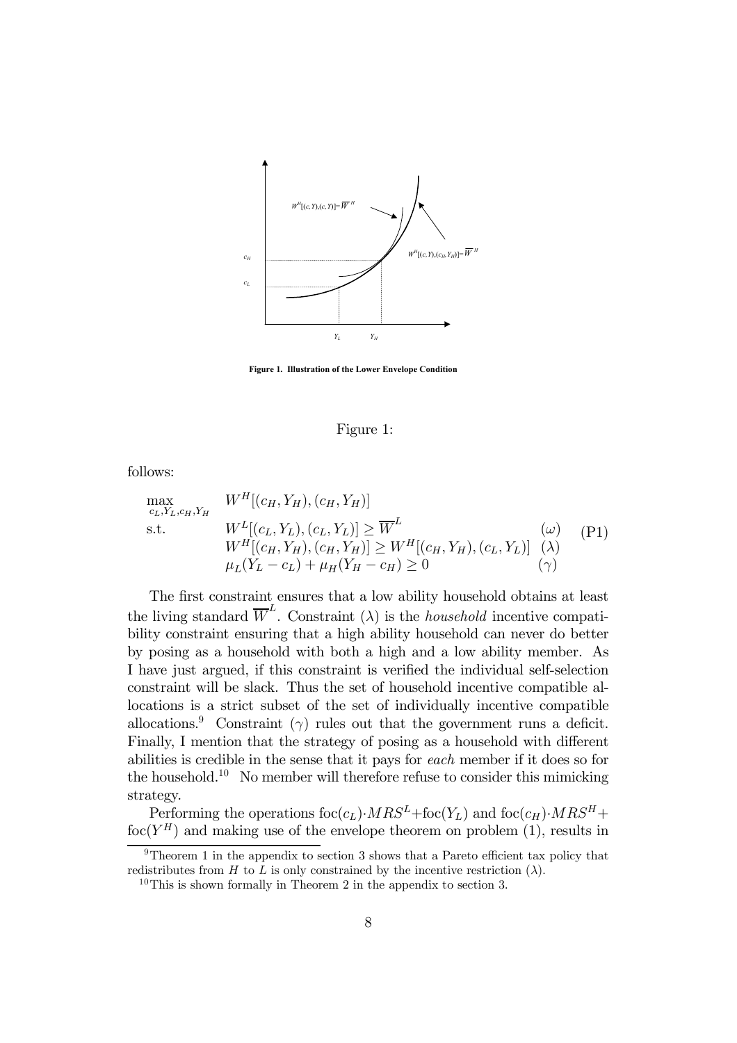**Figure 1. Illustration of the Lower Envelope Condition**

Figure 1:

follows:

$$
\begin{array}{lll}
\max\limits_{c_L, Y_L, c_H, Y_H} & W^H[(c_H, Y_H), (c_H, Y_H)] & \\
\text{s.t.} & W^L[(c_L, Y_L), (c_L, Y_L)] \geq \overline{W}^L & (\omega) \\
 & W^H[(c_H, Y_H), (c_H, Y_H)] \geq W^H[(c_H, Y_H), (c_L, Y_L)] & (\lambda) \\
 & \mu_L(Y_L - c_L) + \mu_H(Y_H - c_H) \geq 0 & (\gamma)
\end{array}
\quad \text{(P1)}
$$

The first constraint ensures that a low ability household obtains at least the living standard $\overline{W}^L$. Constraint $(\lambda)$ is the *household* incentive compatibility constraint ensuring that a high ability household can never do better by posing as a household with both a high and a low ability member. As I have just argued, if this constraint is verified the individual self-selection constraint will be slack. Thus the set of household incentive compatible allocations is a strict subset of the set of individually incentive compatible allocations.[9] Constraint $(\gamma)$ rules out that the government runs a deficit. Finally, I mention that the strategy of posing as a household with different abilities is credible in the sense that it pays for *each* member if it does so for the household.[10] No member will therefore refuse to consider this mimicking strategy.

Performing the operations $\text{foc}(c_L) \cdot MRS^L + \text{foc}(Y_L)$ and $\text{foc}(c_H) \cdot MRS^H + \text{foc}(Y^H)$ and making use of the envelope theorem on problem (1), results in

[9] Theorem 1 in the appendix to section 3 shows that a Pareto efficient tax policy that redistributes from $H$ to $L$ is only constrained by the incentive restriction $(\lambda)$.

[10] This is shown formally in Theorem 2 in the appendix to section 3.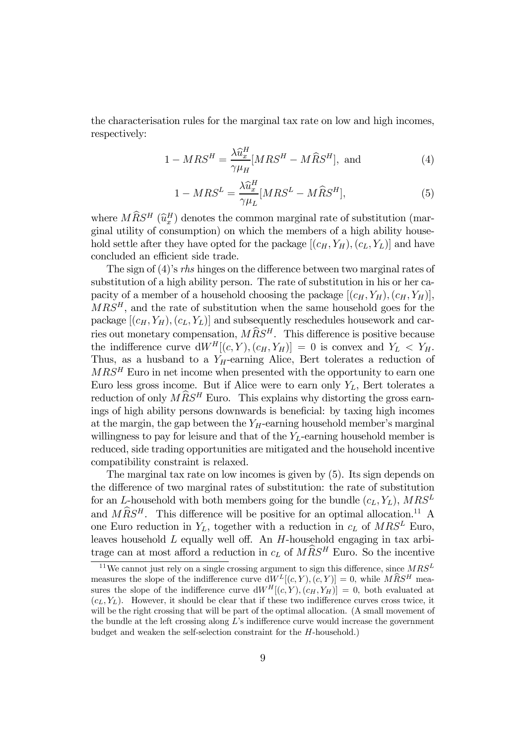the characterisation rules for the marginal tax rate on low and high incomes, respectively:

$$1 - MRS^H = \frac{\lambda \widehat{u}_x^H}{\gamma \mu_H}[MRS^H - M\widehat{R}S^H], \text{ and} \tag{4}$$

$$1 - MRS^L = \frac{\lambda \widehat{u}_x^H}{\gamma \mu_L}[MRS^L - M\widehat{R}S^H], \tag{5}$$

where $M\widehat{R}S^H$ ($\widehat{u}_x^H$) denotes the common marginal rate of substitution (marginal utility of consumption) on which the members of a high ability household settle after they have opted for the package $[(c_H, Y_H), (c_L, Y_L)]$ and have concluded an efficient side trade.

The sign of (4)'s *rhs* hinges on the difference between two marginal rates of substitution of a high ability person. The rate of substitution in his or her capacity of a member of a household choosing the package $[(c_H, Y_H), (c_H, Y_H)]$, $MRS^H$, and the rate of substitution when the same household goes for the package $[(c_H, Y_H), (c_L, Y_L)]$ and subsequently reschedules housework and carries out monetary compensation, $M\widehat{R}S^H$. This difference is positive because the indifference curve $dW^H[(c, Y), (c_H, Y_H)] = 0$ is convex and $Y_L < Y_H$. Thus, as a husband to a $Y_H$-earning Alice, Bert tolerates a reduction of $MRS^H$ Euro in net income when presented with the opportunity to earn one Euro less gross income. But if Alice were to earn only $Y_L$, Bert tolerates a reduction of only $M\widehat{R}S^H$ Euro. This explains why distorting the gross earnings of high ability persons downwards is beneficial: by taxing high incomes at the margin, the gap between the $Y_H$-earning household member's marginal willingness to pay for leisure and that of the $Y_L$-earning household member is reduced, side trading opportunities are mitigated and the household incentive compatibility constraint is relaxed.

The marginal tax rate on low incomes is given by (5). Its sign depends on the difference of two marginal rates of substitution: the rate of substitution for an $L$-household with both members going for the bundle $(c_L, Y_L)$, $MRS^L$ and $M\widehat{R}S^H$. This difference will be positive for an optimal allocation.[11] A one Euro reduction in $Y_L$, together with a reduction in $c_L$ of $MRS^L$ Euro, leaves household $L$ equally well off. An $H$-household engaging in tax arbitrage can at most afford a reduction in $c_L$ of $M\widehat{R}S^H$ Euro. So the incentive

[11] We cannot just rely on a single crossing argument to sign this difference, since $MRS^L$ measures the slope of the indifference curve $dW^L[(c, Y), (c, Y)] = 0$, while $M\widehat{R}S^H$ measures the slope of the indifference curve $dW^H[(c, Y), (c_H, Y_H)] = 0$, both evaluated at $(c_L, Y_L)$. However, it should be clear that if these two indifference curves cross twice, it will be the right crossing that will be part of the optimal allocation. (A small movement of the bundle at the left crossing along $L$'s indifference curve would increase the government budget and weaken the self-selection constraint for the $H$-household.)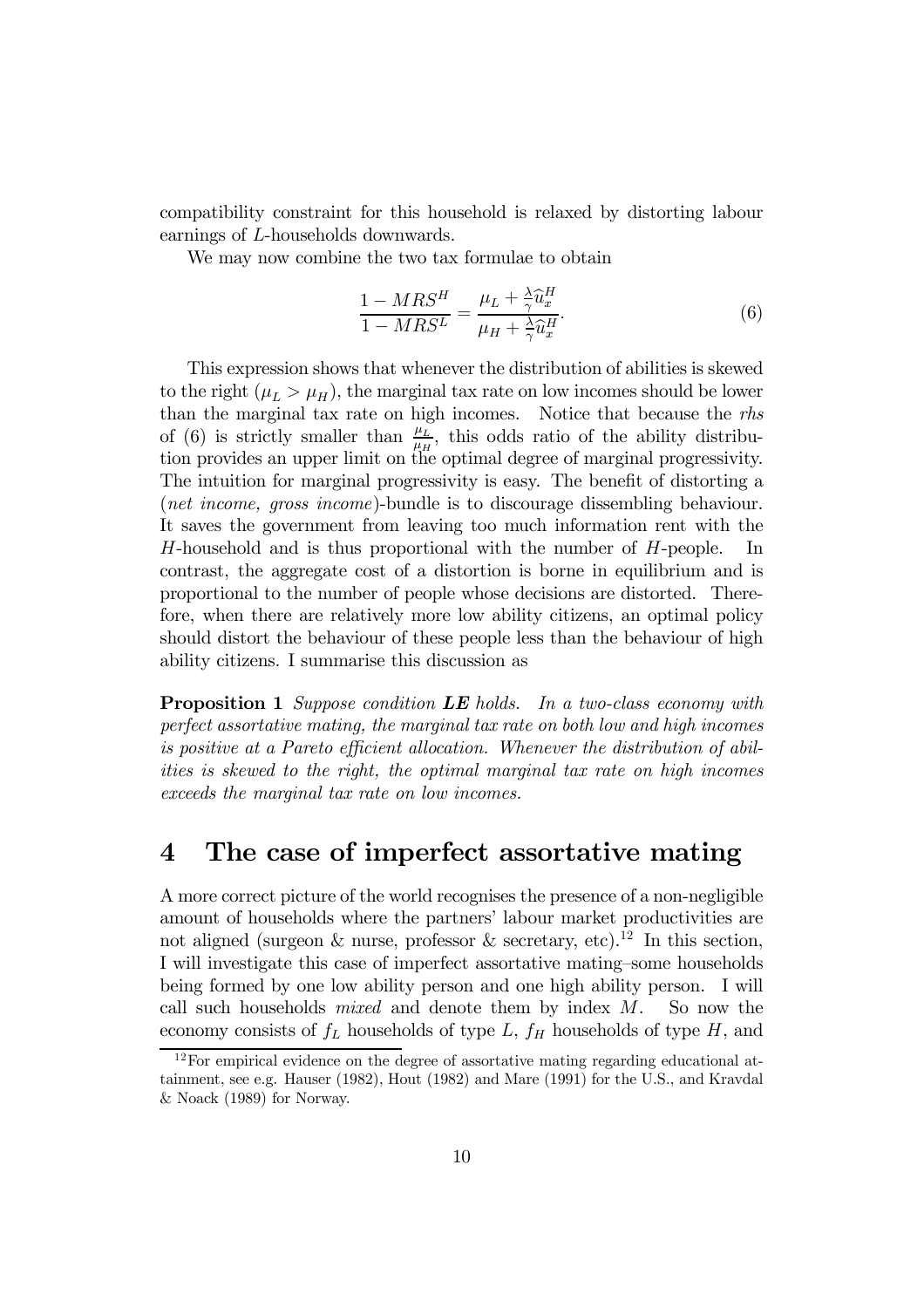compatibility constraint for this household is relaxed by distorting labour earnings of $L$-households downwards.

We may now combine the two tax formulae to obtain

$$\frac{1 - MRS^H}{1 - MRS^L} = \frac{\mu_L + \frac{\lambda}{\gamma}\widehat{u}_x^H}{\mu_H + \frac{\lambda}{\gamma}\widehat{u}_x^H}. \tag{6}$$

This expression shows that whenever the distribution of abilities is skewed to the right ($\mu_L > \mu_H$), the marginal tax rate on low incomes should be lower than the marginal tax rate on high incomes. Notice that because the *rhs* of (6) is strictly smaller than $\frac{\mu_L}{\mu_H}$, this odds ratio of the ability distribution provides an upper limit on the optimal degree of marginal progressivity. The intuition for marginal progressivity is easy. The benefit of distorting a (*net income, gross income*)-bundle is to discourage dissembling behaviour. It saves the government from leaving too much information rent with the $H$-household and is thus proportional with the number of $H$-people. In contrast, the aggregate cost of a distortion is borne in equilibrium and is proportional to the number of people whose decisions are distorted. Therefore, when there are relatively more low ability citizens, an optimal policy should distort the behaviour of these people less than the behaviour of high ability citizens. I summarise this discussion as

**Proposition 1** *Suppose condition* ***LE*** *holds. In a two-class economy with perfect assortative mating, the marginal tax rate on both low and high incomes is positive at a Pareto efficient allocation. Whenever the distribution of abilities is skewed to the right, the optimal marginal tax rate on high incomes exceeds the marginal tax rate on low incomes.*

# 4 The case of imperfect assortative mating

A more correct picture of the world recognises the presence of a non-negligible amount of households where the partners' labour market productivities are not aligned (surgeon & nurse, professor & secretary, etc).[12] In this section, I will investigate this case of imperfect assortative mating–some households being formed by one low ability person and one high ability person. I will call such households *mixed* and denote them by index $M$. So now the economy consists of $f_L$ households of type $L$, $f_H$ households of type $H$, and

[12] For empirical evidence on the degree of assortative mating regarding educational attainment, see e.g. Hauser (1982), Hout (1982) and Mare (1991) for the U.S., and Kravdal & Noack (1989) for Norway.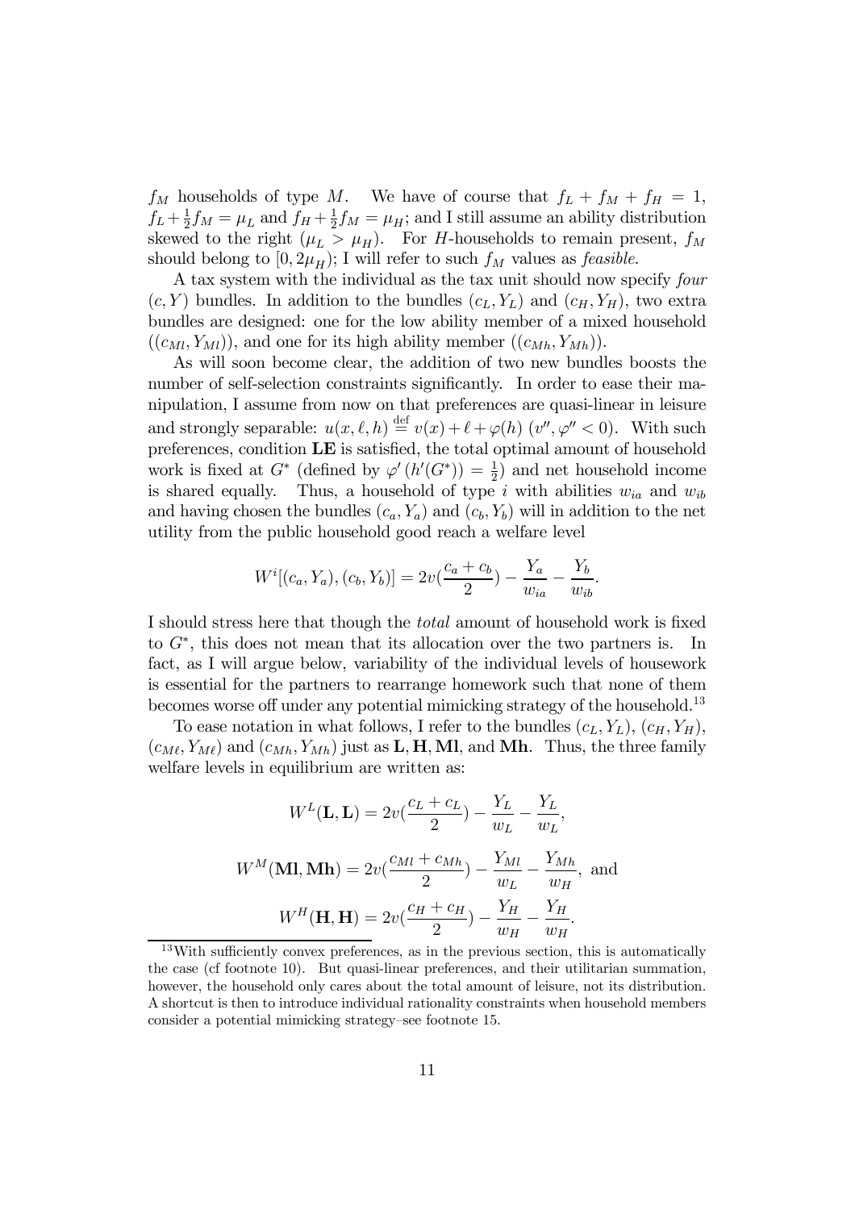$f_M$ households of type $M$. We have of course that $f_L + f_M + f_H = 1$, $f_L + \frac{1}{2}f_M = \mu_L$ and $f_H + \frac{1}{2}f_M = \mu_H$; and I still assume an ability distribution skewed to the right ($\mu_L > \mu_H$). For $H$-households to remain present, $f_M$ should belong to $[0, 2\mu_H)$; I will refer to such $f_M$ values as *feasible*.

A tax system with the individual as the tax unit should now specify *four* $(c, Y)$ bundles. In addition to the bundles $(c_L, Y_L)$ and $(c_H, Y_H)$, two extra bundles are designed: one for the low ability member of a mixed household $((c_{Ml}, Y_{Ml}))$, and one for its high ability member $((c_{Mh}, Y_{Mh}))$.

As will soon become clear, the addition of two new bundles boosts the number of self-selection constraints significantly. In order to ease their manipulation, I assume from now on that preferences are quasi-linear in leisure and strongly separable: $u(x, \ell, h) \stackrel{\text{def}}{=} v(x) + \ell + \varphi(h)$ ($v'', \varphi'' < 0$). With such preferences, condition **LE** is satisfied, the total optimal amount of household work is fixed at $G^*$ (defined by $\varphi'(h'(G^*)) = \frac{1}{2}$) and net household income is shared equally. Thus, a household of type $i$ with abilities $w_{ia}$ and $w_{ib}$ and having chosen the bundles $(c_a, Y_a)$ and $(c_b, Y_b)$ will in addition to the net utility from the public household good reach a welfare level

$$W^i[(c_a, Y_a), (c_b, Y_b)] = 2v(\frac{c_a + c_b}{2}) - \frac{Y_a}{w_{ia}} - \frac{Y_b}{w_{ib}}.$$

I should stress here that though the *total* amount of household work is fixed to $G^*$, this does not mean that its allocation over the two partners is. In fact, as I will argue below, variability of the individual levels of housework is essential for the partners to rearrange homework such that none of them becomes worse off under any potential mimicking strategy of the household.[13]

To ease notation in what follows, I refer to the bundles $(c_L, Y_L)$, $(c_H, Y_H)$, $(c_{M\ell}, Y_{M\ell})$ and $(c_{Mh}, Y_{Mh})$ just as $\mathbf{L}, \mathbf{H}, \mathbf{Ml}$, and $\mathbf{Mh}$. Thus, the three family welfare levels in equilibrium are written as:

$$W^L(\mathbf{L}, \mathbf{L}) = 2v(\frac{c_L + c_L}{2}) - \frac{Y_L}{w_L} - \frac{Y_L}{w_L},$$

$$W^M(\mathbf{Ml}, \mathbf{Mh}) = 2v(\frac{c_{Ml} + c_{Mh}}{2}) - \frac{Y_{Ml}}{w_L} - \frac{Y_{Mh}}{w_H}, \text{ and}$$

$$W^H(\mathbf{H}, \mathbf{H}) = 2v(\frac{c_H + c_H}{2}) - \frac{Y_H}{w_H} - \frac{Y_H}{w_H}.$$

[13] With sufficiently convex preferences, as in the previous section, this is automatically the case (cf footnote 10). But quasi-linear preferences, and their utilitarian summation, however, the household only cares about the total amount of leisure, not its distribution. A shortcut is then to introduce individual rationality constraints when household members consider a potential mimicking strategy–see footnote 15.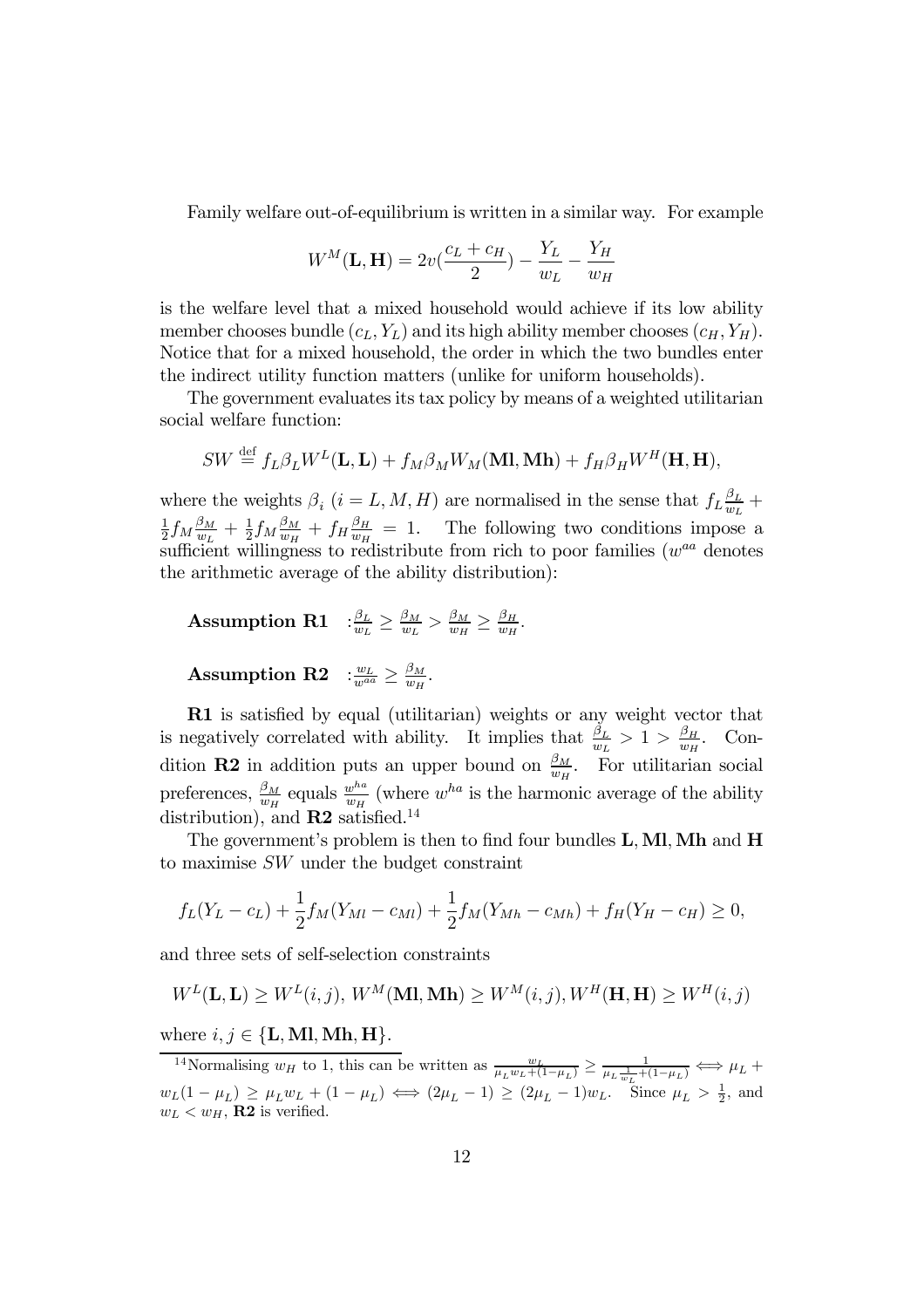Family welfare out-of-equilibrium is written in a similar way. For example

$$W^M(\mathbf{L},\mathbf{H}) = 2v(\frac{c_L + c_H}{2}) - \frac{Y_L}{w_L} - \frac{Y_H}{w_H}$$

is the welfare level that a mixed household would achieve if its low ability member chooses bundle $(c_L, Y_L)$ and its high ability member chooses $(c_H, Y_H)$. Notice that for a mixed household, the order in which the two bundles enter the indirect utility function matters (unlike for uniform households).

The government evaluates its tax policy by means of a weighted utilitarian social welfare function:

$$SW \stackrel{\text{def}}{=} f_L \beta_L W^L(\mathbf{L},\mathbf{L}) + f_M \beta_M W_M(\mathbf{Ml},\mathbf{Mh}) + f_H \beta_H W^H(\mathbf{H},\mathbf{H}),$$

where the weights $\beta_i$ $(i = L, M, H)$ are normalised in the sense that $f_L \frac{\beta_L}{w_L} + \frac{1}{2} f_M \frac{\beta_M}{w_L} + \frac{1}{2} f_M \frac{\beta_M}{w_H} + f_H \frac{\beta_H}{w_H} = 1$. The following two conditions impose a sufficient willingness to redistribute from rich to poor families ($w^{aa}$ denotes the arithmetic average of the ability distribution):

**Assumption R1** $: \frac{\beta_L}{w_L} \geq \frac{\beta_M}{w_L} > \frac{\beta_M}{w_H} \geq \frac{\beta_H}{w_H}$.

**Assumption R2** $: \frac{w_L}{w^{aa}} \geq \frac{\beta_M}{w_H}$.

**R1** is satisfied by equal (utilitarian) weights or any weight vector that is negatively correlated with ability. It implies that $\frac{\beta_L}{w_L} > 1 > \frac{\beta_H}{w_H}$. Condition **R2** in addition puts an upper bound on $\frac{\beta_M}{w_H}$. For utilitarian social preferences, $\frac{\beta_M}{w_H}$ equals $\frac{w^{ha}}{w_H}$ (where $w^{ha}$ is the harmonic average of the ability distribution), and **R2** satisfied.[14]

The government's problem is then to find four bundles $\mathbf{L}, \mathbf{Ml}, \mathbf{Mh}$ and $\mathbf{H}$ to maximise $SW$ under the budget constraint

$$f_L(Y_L - c_L) + \frac{1}{2} f_M(Y_{Ml} - c_{Ml}) + \frac{1}{2} f_M(Y_{Mh} - c_{Mh}) + f_H(Y_H - c_H) \geq 0,$$

and three sets of self-selection constraints

$$W^L(\mathbf{L},\mathbf{L}) \geq W^L(i,j),\ W^M(\mathbf{Ml},\mathbf{Mh}) \geq W^M(i,j), W^H(\mathbf{H},\mathbf{H}) \geq W^H(i,j)$$

where $i, j \in \{\mathbf{L}, \mathbf{Ml}, \mathbf{Mh}, \mathbf{H}\}$.

[14] Normalising $w_H$ to 1, this can be written as $\frac{w_L}{\mu_L w_L + (1-\mu_L)} \geq \frac{1}{\mu_L \frac{1}{w_L} + (1-\mu_L)} \iff \mu_L + w_L(1-\mu_L) \geq \mu_L w_L + (1-\mu_L) \iff (2\mu_L - 1) \geq (2\mu_L - 1) w_L$. Since $\mu_L > \frac{1}{2}$, and $w_L < w_H$, **R2** is verified.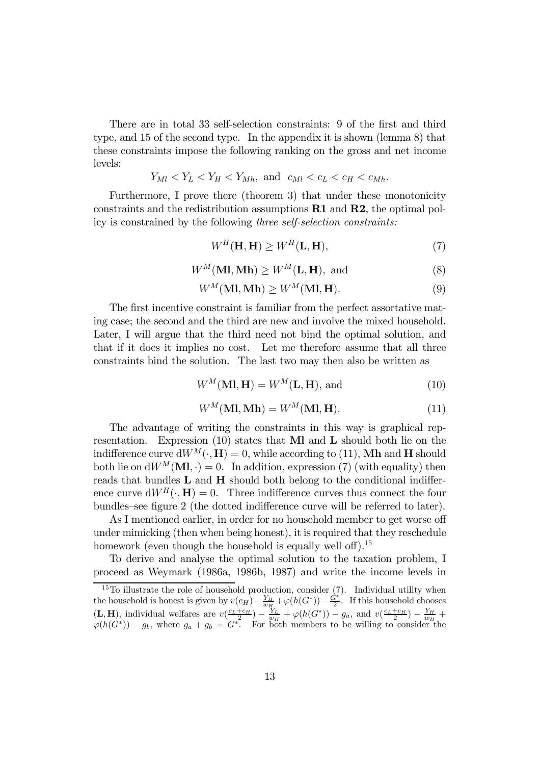There are in total 33 self-selection constraints: 9 of the first and third type, and 15 of the second type. In the appendix it is shown (lemma 8) that these constraints impose the following ranking on the gross and net income levels:

$$Y_{Ml} < Y_L < Y_H < Y_{Mh}, \text{ and } c_{Ml} < c_L < c_H < c_{Mh}.$$

Furthermore, I prove there (theorem 3) that under these monotonicity constraints and the redistribution assumptions **R1** and **R2**, the optimal policy is constrained by the following *three self-selection constraints:*

$$W^H(\mathbf{H}, \mathbf{H}) \geq W^H(\mathbf{L}, \mathbf{H}), \tag{7}$$

$$W^M(\mathbf{Ml}, \mathbf{Mh}) \geq W^M(\mathbf{L}, \mathbf{H}), \text{ and} \tag{8}$$

$$W^M(\mathbf{Ml}, \mathbf{Mh}) \geq W^M(\mathbf{Ml}, \mathbf{H}). \tag{9}$$

The first incentive constraint is familiar from the perfect assortative mating case; the second and the third are new and involve the mixed household. Later, I will argue that the third need not bind the optimal solution, and that if it does it implies no cost. Let me therefore assume that all three constraints bind the solution. The last two may then also be written as

$$W^M(\mathbf{Ml}, \mathbf{H}) = W^M(\mathbf{L}, \mathbf{H}), \text{ and} \tag{10}$$

$$W^M(\mathbf{Ml}, \mathbf{Mh}) = W^M(\mathbf{Ml}, \mathbf{H}). \tag{11}$$

The advantage of writing the constraints in this way is graphical representation. Expression (10) states that **Ml** and **L** should both lie on the indifference curve $\mathrm{d}W^M(\cdot, \mathbf{H}) = 0$, while according to (11), **Mh** and **H** should both lie on $\mathrm{d}W^M(\mathbf{Ml}, \cdot) = 0$. In addition, expression (7) (with equality) then reads that bundles **L** and **H** should both belong to the conditional indifference curve $\mathrm{d}W^H(\cdot, \mathbf{H}) = 0$. Three indifference curves thus connect the four bundles–see figure 2 (the dotted indifference curve will be referred to later).

As I mentioned earlier, in order for no household member to get worse off under mimicking (then when being honest), it is required that they reschedule homework (even though the household is equally well off).[15]

To derive and analyse the optimal solution to the taxation problem, I proceed as Weymark (1986a, 1986b, 1987) and write the income levels in

---

[15] To illustrate the role of household production, consider (7). Individual utility when the household is honest is given by $v(c_H) - \frac{Y_H}{w_H} + \varphi(h(G^*)) - \frac{G^*}{2}$. If this household chooses $(\mathbf{L}, \mathbf{H})$, individual welfares are $v(\frac{c_L+c_H}{2}) - \frac{Y_L}{w_H} + \varphi(h(G^*)) - g_a$, and $v(\frac{c_L+c_H}{2}) - \frac{Y_H}{w_H} + \varphi(h(G^*)) - g_b$, where $g_a + g_b = G^*$. For both members to be willing to consider the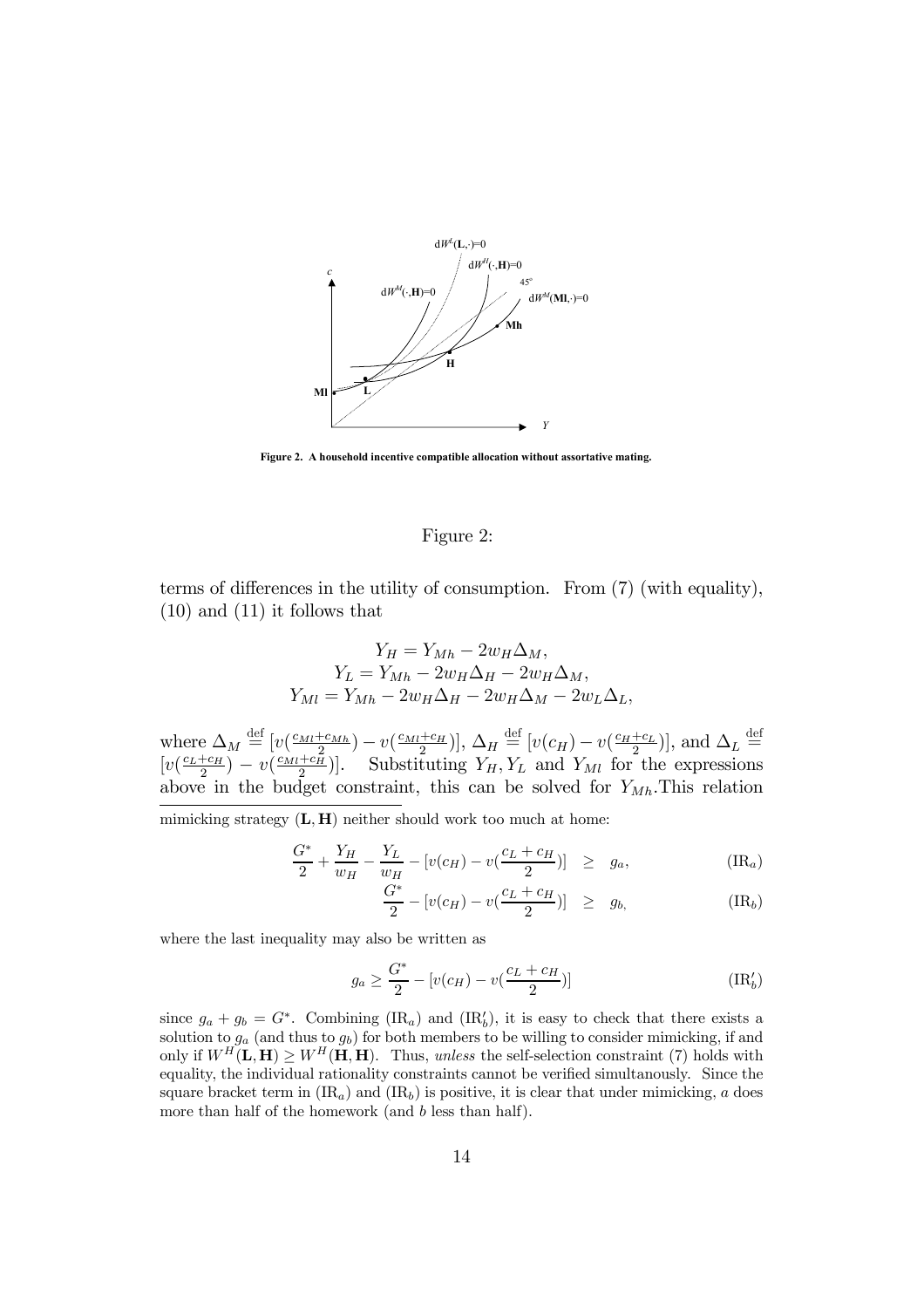Figure 2. A household incentive compatible allocation without assortative mating.

Figure 2:

terms of differences in the utility of consumption. From (7) (with equality), (10) and (11) it follows that

$$
\begin{aligned}
Y_H &= Y_{Mh} - 2w_H\Delta_M, \\
Y_L &= Y_{Mh} - 2w_H\Delta_H - 2w_H\Delta_M, \\
Y_{Ml} &= Y_{Mh} - 2w_H\Delta_H - 2w_H\Delta_M - 2w_L\Delta_L,
\end{aligned}
$$

where $\Delta_M \stackrel{\text{def}}{=} [v(\frac{c_{Ml}+c_{Mh}}{2}) - v(\frac{c_{Ml}+c_H}{2})]$, $\Delta_H \stackrel{\text{def}}{=} [v(c_H) - v(\frac{c_H+c_L}{2})]$, and $\Delta_L \stackrel{\text{def}}{=} [v(\frac{c_L+c_H}{2}) - v(\frac{c_{Ml}+c_H}{2})]$. Substituting $Y_H, Y_L$ and $Y_{Ml}$ for the expressions above in the budget constraint, this can be solved for $Y_{Mh}$.This relation

---

mimicking strategy $(\mathbf{L}, \mathbf{H})$ neither should work too much at home:

$$
\frac{G^*}{2} + \frac{Y_H}{w_H} - \frac{Y_L}{w_H} - [v(c_H) - v(\frac{c_L + c_H}{2})] \quad \geq \quad g_a, \qquad (\text{IR}_a)
$$

$$
\frac{G^*}{2} - [v(c_H) - v(\frac{c_L + c_H}{2})] \quad \geq \quad g_b, \qquad (\text{IR}_b)
$$

where the last inequality may also be written as

$$
g_a \geq \frac{G^*}{2} - [v(c_H) - v(\frac{c_L + c_H}{2})] \qquad (\text{IR}'_b)
$$

since $g_a + g_b = G^*$. Combining $(\text{IR}_a)$ and $(\text{IR}'_b)$, it is easy to check that there exists a solution to $g_a$ (and thus to $g_b$) for both members to be willing to consider mimicking, if and only if $W^H(\mathbf{L}, \mathbf{H}) \geq W^H(\mathbf{H}, \mathbf{H})$. Thus, *unless* the self-selection constraint (7) holds with equality, the individual rationality constraints cannot be verified simultanously. Since the square bracket term in $(\text{IR}_a)$ and $(\text{IR}_b)$ is positive, it is clear that under mimicking, $a$ does more than half of the homework (and $b$ less than half).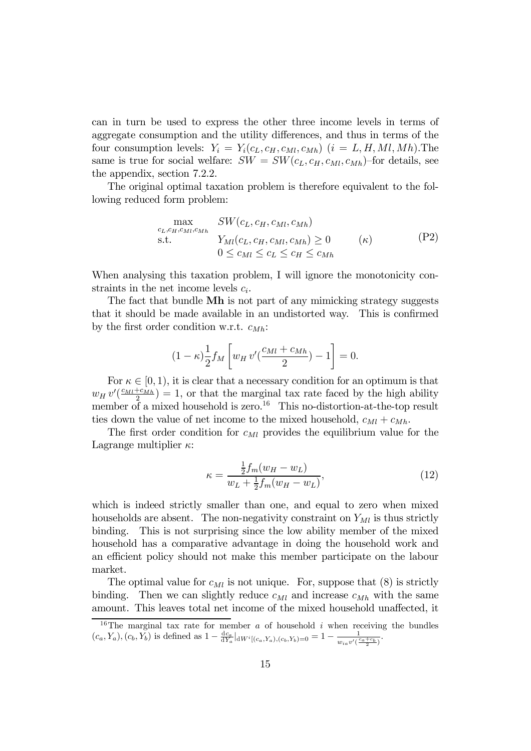can in turn be used to express the other three income levels in terms of aggregate consumption and the utility differences, and thus in terms of the four consumption levels: $Y_i = Y_i(c_L, c_H, c_{Ml}, c_{Mh})$ $(i = L, H, Ml, Mh)$.The same is true for social welfare: $SW = SW(c_L, c_H, c_{Ml}, c_{Mh})$–for details, see the appendix, section 7.2.2.

The original optimal taxation problem is therefore equivalent to the following reduced form problem:

$$\begin{array}{lll} \max\limits_{c_L, c_H, c_{Ml}, c_{Mh}} & SW(c_L, c_H, c_{Ml}, c_{Mh}) & \\ \text{s.t.} & Y_{Ml}(c_L, c_H, c_{Ml}, c_{Mh}) \geq 0 & (\kappa) \\ & 0 \leq c_{Ml} \leq c_L \leq c_H \leq c_{Mh} & \end{array} \tag{P2}$$

When analysing this taxation problem, I will ignore the monotonicity constraints in the net income levels $c_i$.

The fact that bundle **Mh** is not part of any mimicking strategy suggests that it should be made available in an undistorted way. This is confirmed by the first order condition w.r.t. $c_{Mh}$:

$$(1 - \kappa)\frac{1}{2}f_M \left[ w_H \, v'(\frac{c_{Ml} + c_{Mh}}{2}) - 1 \right] = 0.$$

For $\kappa \in [0, 1)$, it is clear that a necessary condition for an optimum is that $w_H \, v'(\frac{c_{Ml}+c_{Mh}}{2}) = 1$, or that the marginal tax rate faced by the high ability member of a mixed household is zero.[16] This no-distortion-at-the-top result ties down the value of net income to the mixed household, $c_{Ml} + c_{Mh}$.

The first order condition for $c_{Ml}$ provides the equilibrium value for the Lagrange multiplier $\kappa$:

$$\kappa = \frac{\frac{1}{2}f_m(w_H - w_L)}{w_L + \frac{1}{2}f_m(w_H - w_L)}, \tag{12}$$

which is indeed strictly smaller than one, and equal to zero when mixed households are absent. The non-negativity constraint on $Y_{Ml}$ is thus strictly binding. This is not surprising since the low ability member of the mixed household has a comparative advantage in doing the household work and an efficient policy should not make this member participate on the labour market.

The optimal value for $c_{Ml}$ is not unique. For, suppose that (8) is strictly binding. Then we can slightly reduce $c_{Ml}$ and increase $c_{Mh}$ with the same amount. This leaves total net income of the mixed household unaffected, it

[16] The marginal tax rate for member $a$ of household $i$ when receiving the bundles $(c_a, Y_a), (c_b, Y_b)$ is defined as $1 - \frac{\mathrm{d}c_a}{\mathrm{d}Y_a}|_{\mathrm{d}W^i[(c_a,Y_a),(c_b,Y_b)=0} = 1 - \frac{1}{w_{ia} v'(\frac{c_a+c_b}{2})}$.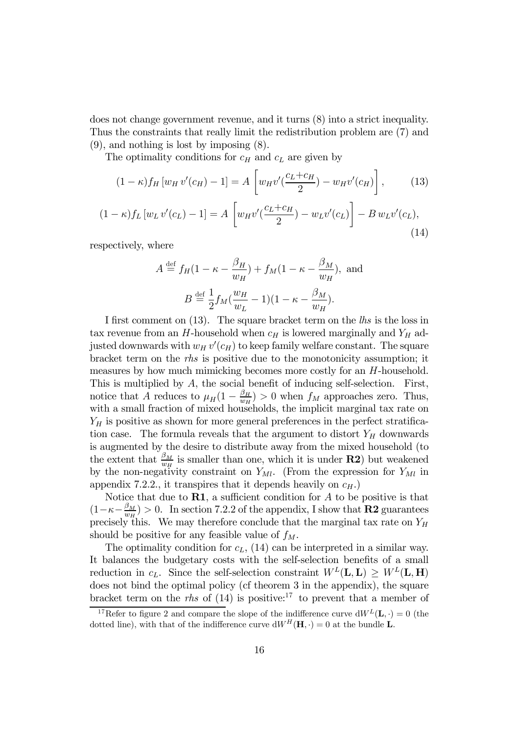does not change government revenue, and it turns (8) into a strict inequality. Thus the constraints that really limit the redistribution problem are (7) and (9), and nothing is lost by imposing (8).

The optimality conditions for $c_H$ and $c_L$ are given by

$$(1-\kappa)f_H\left[w_H\, v'(c_H) - 1\right] = A\left[w_H v'(\frac{c_L+c_H}{2}) - w_H v'(c_H)\right], \tag{13}$$

$$(1-\kappa)f_L\left[w_L\, v'(c_L) - 1\right] = A\left[w_H v'(\frac{c_L+c_H}{2}) - w_L v'(c_L)\right] - B\, w_L v'(c_L), \tag{14}$$

respectively, where

$$A \stackrel{\text{def}}{=} f_H(1-\kappa-\frac{\beta_H}{w_H}) + f_M(1-\kappa-\frac{\beta_M}{w_H}), \text{ and}$$

$$B \stackrel{\text{def}}{=} \frac{1}{2}f_M(\frac{w_H}{w_L}-1)(1-\kappa-\frac{\beta_M}{w_H}).$$

I first comment on (13). The square bracket term on the *lhs* is the loss in tax revenue from an $H$-household when $c_H$ is lowered marginally and $Y_H$ adjusted downwards with $w_H\, v'(c_H)$ to keep family welfare constant. The square bracket term on the *rhs* is positive due to the monotonicity assumption; it measures by how much mimicking becomes more costly for an $H$-household. This is multiplied by $A$, the social benefit of inducing self-selection. First, notice that $A$ reduces to $\mu_H(1-\frac{\beta_H}{w_H}) > 0$ when $f_M$ approaches zero. Thus, with a small fraction of mixed households, the implicit marginal tax rate on $Y_H$ is positive as shown for more general preferences in the perfect stratification case. The formula reveals that the argument to distort $Y_H$ downwards is augmented by the desire to distribute away from the mixed household (to the extent that $\frac{\beta_M}{w_H}$ is smaller than one, which it is under **R2**) but weakened by the non-negativity constraint on $Y_{Ml}$. (From the expression for $Y_{Ml}$ in appendix 7.2.2., it transpires that it depends heavily on $c_H$.)

Notice that due to **R1**, a sufficient condition for $A$ to be positive is that $(1-\kappa-\frac{\beta_M}{w_H}) > 0$. In section 7.2.2 of the appendix, I show that **R2** guarantees precisely this. We may therefore conclude that the marginal tax rate on $Y_H$ should be positive for any feasible value of $f_M$.

The optimality condition for $c_L$, (14) can be interpreted in a similar way. It balances the budgetary costs with the self-selection benefits of a small reduction in $c_L$. Since the self-selection constraint $W^L(\mathbf{L},\mathbf{L}) \geq W^L(\mathbf{L},\mathbf{H})$ does not bind the optimal policy (cf theorem 3 in the appendix), the square bracket term on the *rhs* of (14) is positive:[17] to prevent that a member of

[17] Refer to figure 2 and compare the slope of the indifference curve $\mathrm{d}W^L(\mathbf{L},\cdot) = 0$ (the dotted line), with that of the indifference curve $\mathrm{d}W^H(\mathbf{H},\cdot) = 0$ at the bundle $\mathbf{L}$.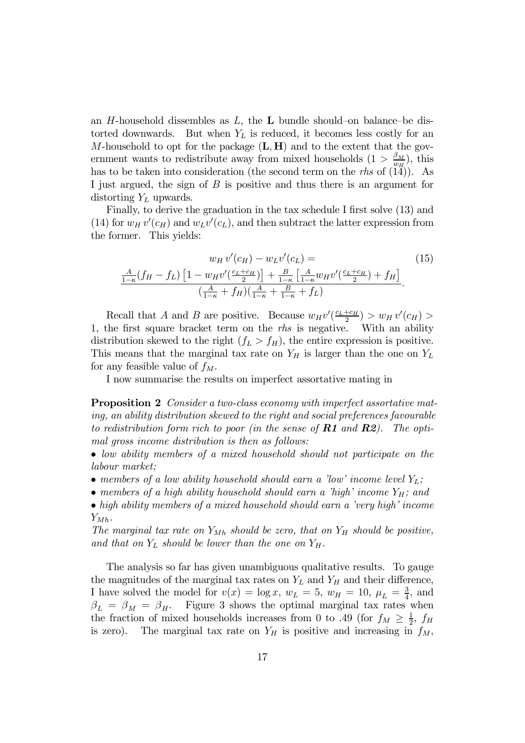an $H$-household dissembles as $L$, the $\mathbf{L}$ bundle should–on balance–be distorted downwards. But when $Y_L$ is reduced, it becomes less costly for an $M$-household to opt for the package $(\mathbf{L}, \mathbf{H})$ and to the extent that the government wants to redistribute away from mixed households $(1 > \frac{\beta_M}{w_H})$, this has to be taken into consideration (the second term on the *rhs* of (14)). As I just argued, the sign of $B$ is positive and thus there is an argument for distorting $Y_L$ upwards.

Finally, to derive the graduation in the tax schedule I first solve (13) and (14) for $w_H\, v'(c_H)$ and $w_L v'(c_L)$, and then subtract the latter expression from the former. This yields:

$$w_H\, v'(c_H) - w_L v'(c_L) = \tag{15}$$

$$\frac{\frac{A}{1-\kappa}(f_H - f_L)\left[1 - w_H v'(\frac{c_L+c_H}{2})\right] + \frac{B}{1-\kappa}\left[\frac{A}{1-\kappa} w_H v'(\frac{c_L+c_H}{2}) + f_H\right]}{(\frac{A}{1-\kappa} + f_H)(\frac{A}{1-\kappa} + \frac{B}{1-\kappa} + f_L)}.$$

Recall that $A$ and $B$ are positive. Because $w_H v'(\frac{c_L+c_H}{2}) > w_H\, v'(c_H) > 1$, the first square bracket term on the *rhs* is negative. With an ability distribution skewed to the right $(f_L > f_H)$, the entire expression is positive. This means that the marginal tax rate on $Y_H$ is larger than the one on $Y_L$ for any feasible value of $f_M$.

I now summarise the results on imperfect assortative mating in

**Proposition 2** *Consider a two-class economy with imperfect assortative mating, an ability distribution skewed to the right and social preferences favourable to redistribution form rich to poor (in the sense of* ***R1*** *and* ***R2****). The optimal gross income distribution is then as follows:*

- *low ability members of a mixed household should not participate on the labour market;*
- *members of a low ability household should earn a 'low' income level $Y_L$;*
- *members of a high ability household should earn a 'high' income $Y_H$; and*
- *high ability members of a mixed household should earn a 'very high' income $Y_{Mh}$.*

*The marginal tax rate on $Y_{Mh}$ should be zero, that on $Y_H$ should be positive, and that on $Y_L$ should be lower than the one on $Y_H$.*

The analysis so far has given unambiguous qualitative results. To gauge the magnitudes of the marginal tax rates on $Y_L$ and $Y_H$ and their difference, I have solved the model for $v(x) = \log x$, $w_L = 5$, $w_H = 10$, $\mu_L = \frac{3}{4}$, and $\beta_L = \beta_M = \beta_H$. Figure 3 shows the optimal marginal tax rates when the fraction of mixed households increases from 0 to .49 (for $f_M \geq \frac{1}{2}$, $f_H$ is zero). The marginal tax rate on $Y_H$ is positive and increasing in $f_M$,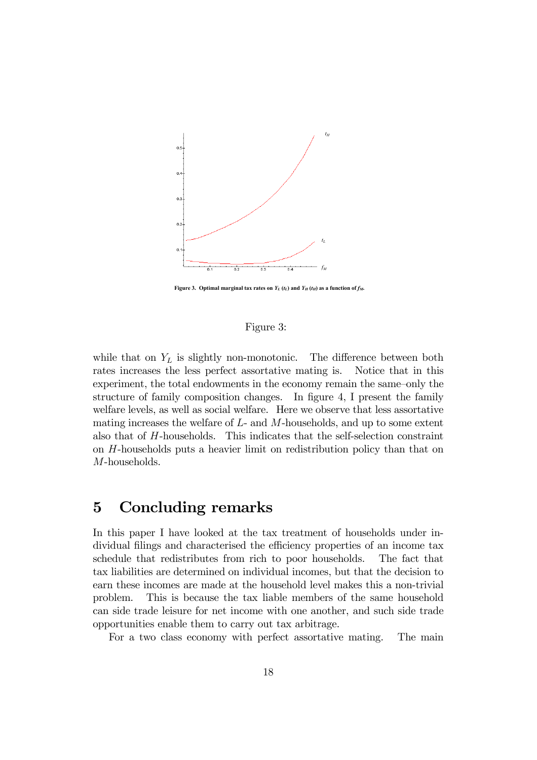Figure 3. Optimal marginal tax rates on $Y_L$ ($t_L$) and $Y_H$ ($t_H$) as a function of $f_M$.

Figure 3:

while that on $Y_L$ is slightly non-monotonic. The difference between both rates increases the less perfect assortative mating is. Notice that in this experiment, the total endowments in the economy remain the same–only the structure of family composition changes. In figure 4, I present the family welfare levels, as well as social welfare. Here we observe that less assortative mating increases the welfare of $L$- and $M$-households, and up to some extent also that of $H$-households. This indicates that the self-selection constraint on $H$-households puts a heavier limit on redistribution policy than that on $M$-households.

# 5 Concluding remarks

In this paper I have looked at the tax treatment of households under individual filings and characterised the efficiency properties of an income tax schedule that redistributes from rich to poor households. The fact that tax liabilities are determined on individual incomes, but that the decision to earn these incomes are made at the household level makes this a non-trivial problem. This is because the tax liable members of the same household can side trade leisure for net income with one another, and such side trade opportunities enable them to carry out tax arbitrage.

For a two class economy with perfect assortative mating. The main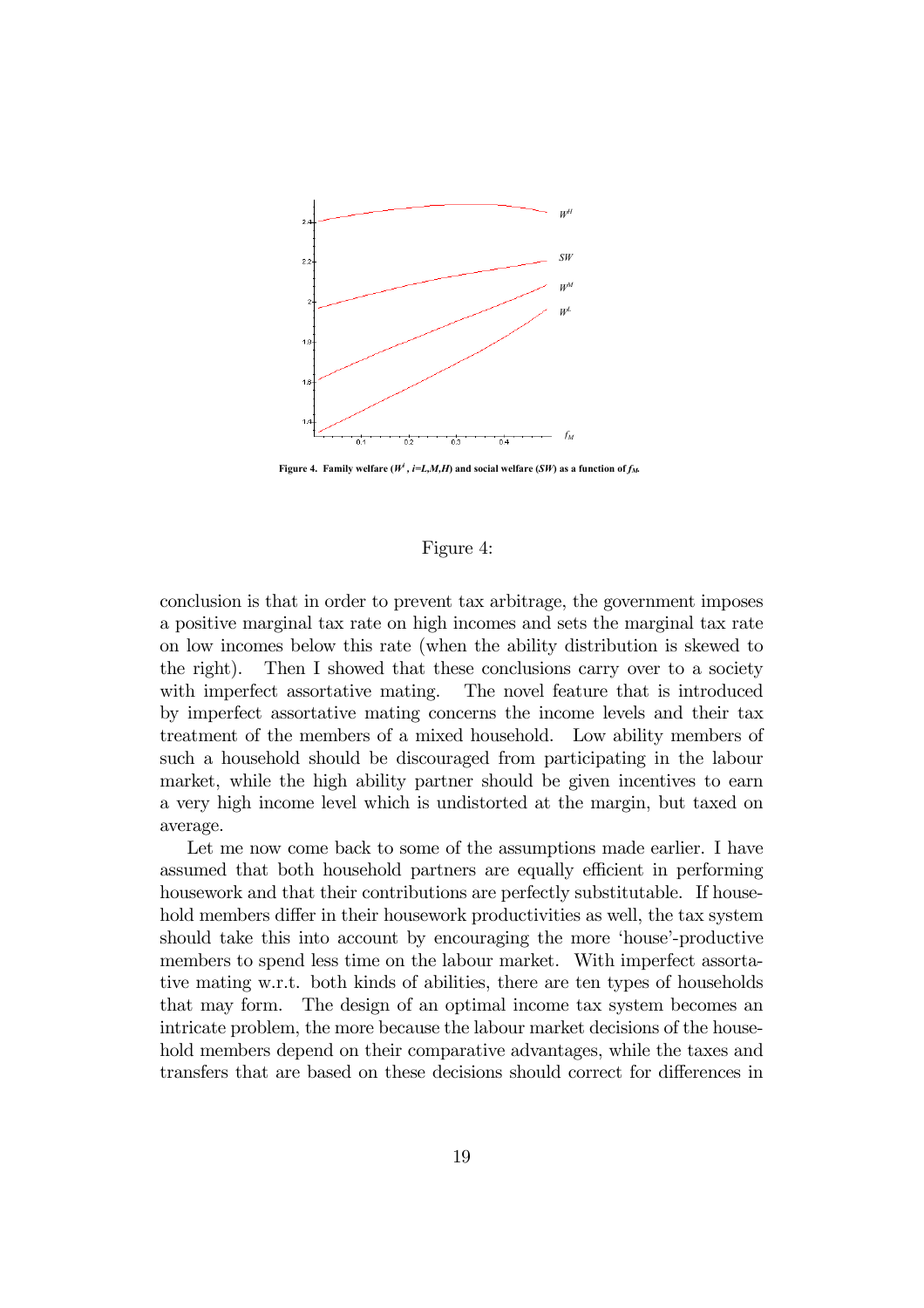Figure 4. Family welfare ($W^i$, $i$=$L$,$M$,$H$) and social welfare ($SW$) as a function of $f_M$.

Figure 4:

conclusion is that in order to prevent tax arbitrage, the government imposes a positive marginal tax rate on high incomes and sets the marginal tax rate on low incomes below this rate (when the ability distribution is skewed to the right). Then I showed that these conclusions carry over to a society with imperfect assortative mating. The novel feature that is introduced by imperfect assortative mating concerns the income levels and their tax treatment of the members of a mixed household. Low ability members of such a household should be discouraged from participating in the labour market, while the high ability partner should be given incentives to earn a very high income level which is undistorted at the margin, but taxed on average.

Let me now come back to some of the assumptions made earlier. I have assumed that both household partners are equally efficient in performing housework and that their contributions are perfectly substitutable. If household members differ in their housework productivities as well, the tax system should take this into account by encouraging the more 'house'-productive members to spend less time on the labour market. With imperfect assortative mating w.r.t. both kinds of abilities, there are ten types of households that may form. The design of an optimal income tax system becomes an intricate problem, the more because the labour market decisions of the household members depend on their comparative advantages, while the taxes and transfers that are based on these decisions should correct for differences in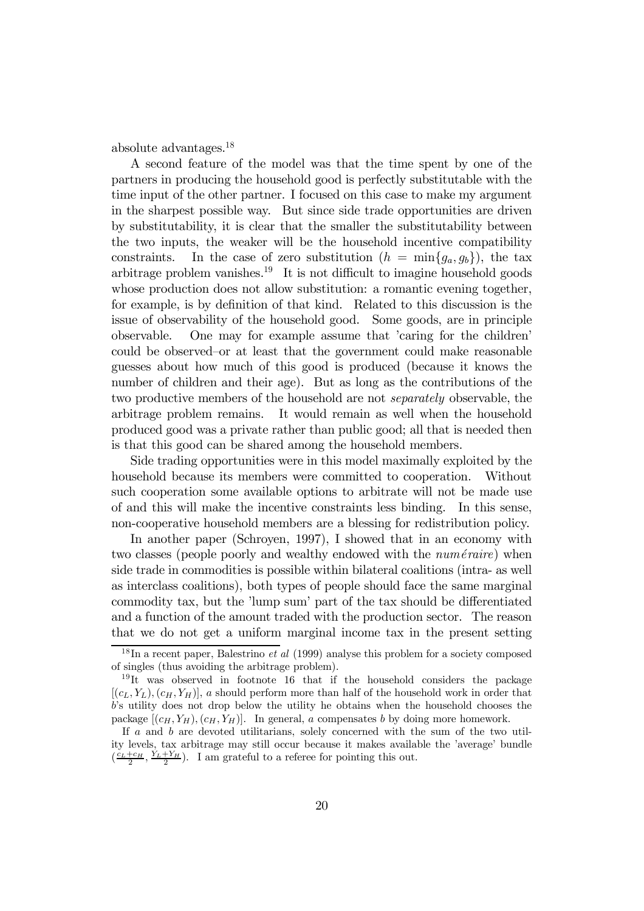absolute advantages.[18]

A second feature of the model was that the time spent by one of the partners in producing the household good is perfectly substitutable with the time input of the other partner. I focused on this case to make my argument in the sharpest possible way. But since side trade opportunities are driven by substitutability, it is clear that the smaller the substitutability between the two inputs, the weaker will be the household incentive compatibility constraints. In the case of zero substitution ($h = \min\{g_a, g_b\}$), the tax arbitrage problem vanishes.[19] It is not difficult to imagine household goods whose production does not allow substitution: a romantic evening together, for example, is by definition of that kind. Related to this discussion is the issue of observability of the household good. Some goods, are in principle observable. One may for example assume that 'caring for the children' could be observed–or at least that the government could make reasonable guesses about how much of this good is produced (because it knows the number of children and their age). But as long as the contributions of the two productive members of the household are not *separately* observable, the arbitrage problem remains. It would remain as well when the household produced good was a private rather than public good; all that is needed then is that this good can be shared among the household members.

Side trading opportunities were in this model maximally exploited by the household because its members were committed to cooperation. Without such cooperation some available options to arbitrate will not be made use of and this will make the incentive constraints less binding. In this sense, non-cooperative household members are a blessing for redistribution policy.

In another paper (Schroyen, 1997), I showed that in an economy with two classes (people poorly and wealthy endowed with the *numéraire*) when side trade in commodities is possible within bilateral coalitions (intra- as well as interclass coalitions), both types of people should face the same marginal commodity tax, but the 'lump sum' part of the tax should be differentiated and a function of the amount traded with the production sector. The reason that we do not get a uniform marginal income tax in the present setting

[18] In a recent paper, Balestrino *et al* (1999) analyse this problem for a society composed of singles (thus avoiding the arbitrage problem).

[19] It was observed in footnote 16 that if the household considers the package $[(c_L, Y_L), (c_H, Y_H)]$, $a$ should perform more than half of the household work in order that $b$'s utility does not drop below the utility he obtains when the household chooses the package $[(c_H, Y_H), (c_H, Y_H)]$. In general, $a$ compensates $b$ by doing more homework.

If $a$ and $b$ are devoted utilitarians, solely concerned with the sum of the two utility levels, tax arbitrage may still occur because it makes available the 'average' bundle $(\frac{c_L+c_H}{2}, \frac{Y_L+Y_H}{2})$. I am grateful to a referee for pointing this out.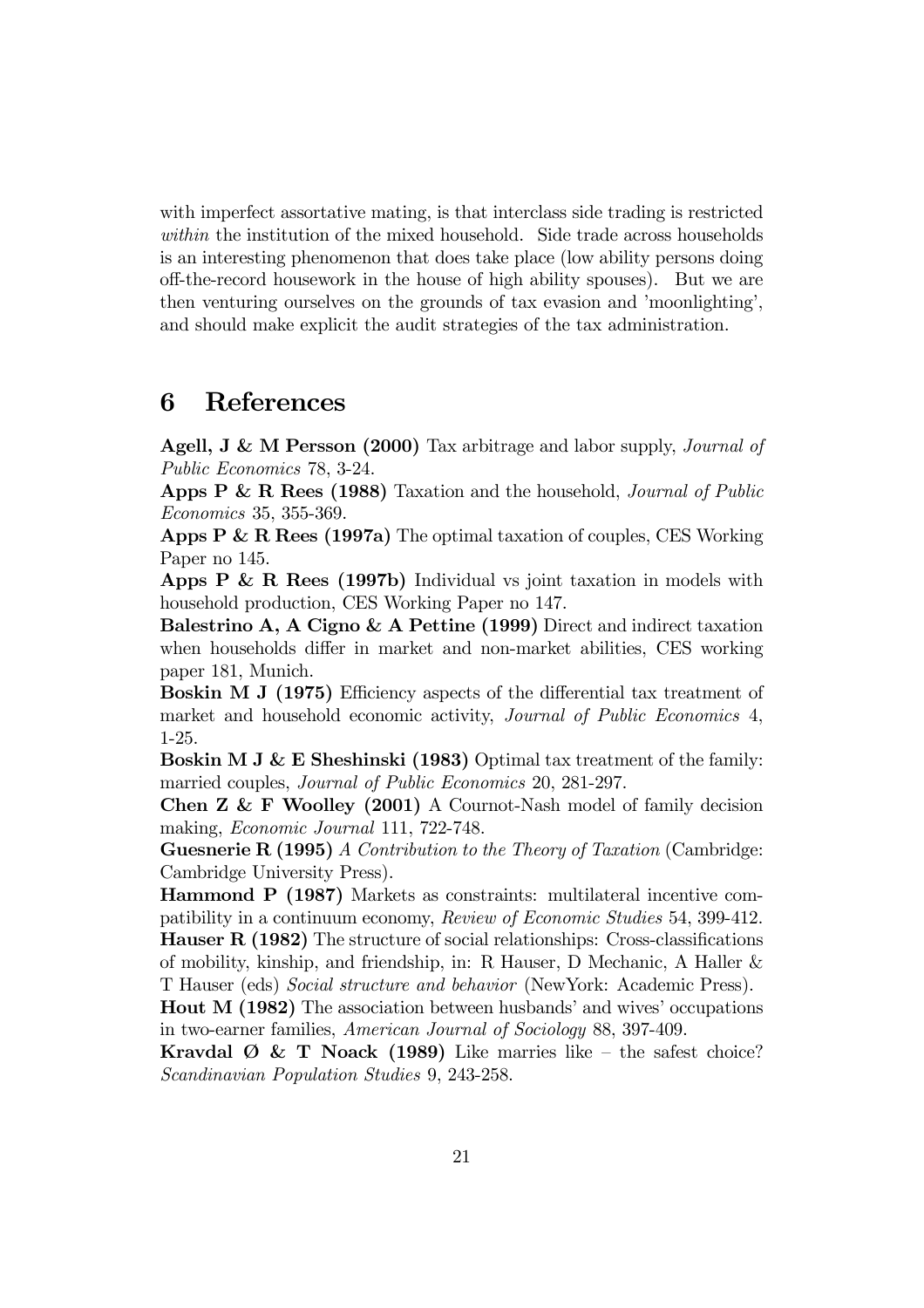with imperfect assortative mating, is that interclass side trading is restricted *within* the institution of the mixed household. Side trade across households is an interesting phenomenon that does take place (low ability persons doing off-the-record housework in the house of high ability spouses). But we are then venturing ourselves on the grounds of tax evasion and 'moonlighting', and should make explicit the audit strategies of the tax administration.

# 6 References

**Agell, J & M Persson (2000)** Tax arbitrage and labor supply, *Journal of Public Economics* 78, 3-24.

**Apps P & R Rees (1988)** Taxation and the household, *Journal of Public Economics* 35, 355-369.

**Apps P & R Rees (1997a)** The optimal taxation of couples, CES Working Paper no 145.

**Apps P & R Rees (1997b)** Individual vs joint taxation in models with household production, CES Working Paper no 147.

**Balestrino A, A Cigno & A Pettine (1999)** Direct and indirect taxation when households differ in market and non-market abilities, CES working paper 181, Munich.

**Boskin M J (1975)** Efficiency aspects of the differential tax treatment of market and household economic activity, *Journal of Public Economics* 4, 1-25.

**Boskin M J & E Sheshinski (1983)** Optimal tax treatment of the family: married couples, *Journal of Public Economics* 20, 281-297.

**Chen Z & F Woolley (2001)** A Cournot-Nash model of family decision making, *Economic Journal* 111, 722-748.

**Guesnerie R (1995)** *A Contribution to the Theory of Taxation* (Cambridge: Cambridge University Press).

**Hammond P (1987)** Markets as constraints: multilateral incentive compatibility in a continuum economy, *Review of Economic Studies* 54, 399-412.

**Hauser R (1982)** The structure of social relationships: Cross-classifications of mobility, kinship, and friendship, in: R Hauser, D Mechanic, A Haller & T Hauser (eds) *Social structure and behavior* (NewYork: Academic Press).

**Hout M (1982)** The association between husbands' and wives' occupations in two-earner families, *American Journal of Sociology* 88, 397-409.

**Kravdal Ø & T Noack (1989)** Like marries like – the safest choice? *Scandinavian Population Studies* 9, 243-258.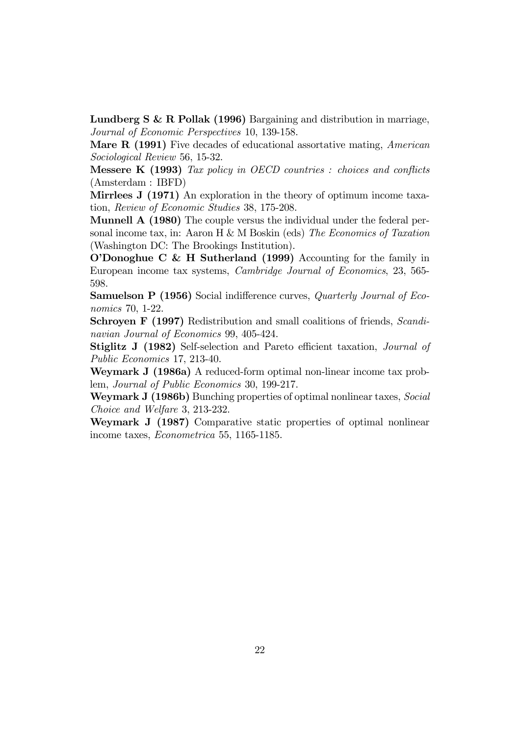**Lundberg S & R Pollak (1996)** Bargaining and distribution in marriage, *Journal of Economic Perspectives* 10, 139-158.

**Mare R (1991)** Five decades of educational assortative mating, *American Sociological Review* 56, 15-32.

**Messere K (1993)** *Tax policy in OECD countries : choices and conflicts* (Amsterdam : IBFD)

**Mirrlees J (1971)** An exploration in the theory of optimum income taxation, *Review of Economic Studies* 38, 175-208.

**Munnell A (1980)** The couple versus the individual under the federal personal income tax, in: Aaron H & M Boskin (eds) *The Economics of Taxation* (Washington DC: The Brookings Institution).

**O'Donoghue C & H Sutherland (1999)** Accounting for the family in European income tax systems, *Cambridge Journal of Economics*, 23, 565-598.

**Samuelson P (1956)** Social indifference curves, *Quarterly Journal of Economics* 70, 1-22.

**Schroyen F (1997)** Redistribution and small coalitions of friends, *Scandinavian Journal of Economics* 99, 405-424.

**Stiglitz J (1982)** Self-selection and Pareto efficient taxation, *Journal of Public Economics* 17, 213-40.

**Weymark J (1986a)** A reduced-form optimal non-linear income tax problem, *Journal of Public Economics* 30, 199-217.

**Weymark J (1986b)** Bunching properties of optimal nonlinear taxes, *Social Choice and Welfare* 3, 213-232.

**Weymark J (1987)** Comparative static properties of optimal nonlinear income taxes, *Econometrica* 55, 1165-1185.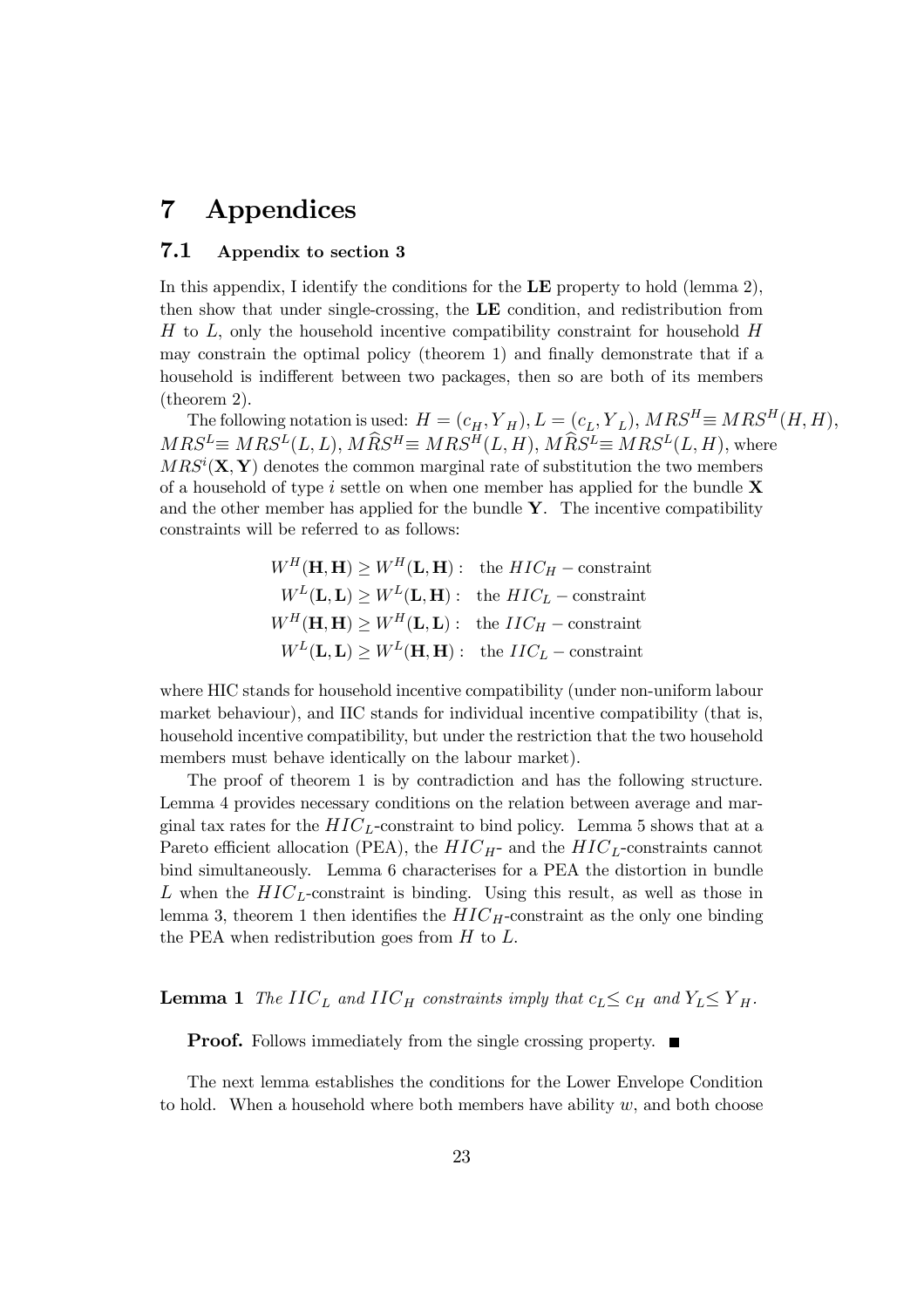# 7 Appendices

## 7.1 Appendix to section 3

In this appendix, I identify the conditions for the **LE** property to hold (lemma 2), then show that under single-crossing, the **LE** condition, and redistribution from $H$ to $L$, only the household incentive compatibility constraint for household $H$ may constrain the optimal policy (theorem 1) and finally demonstrate that if a household is indifferent between two packages, then so are both of its members (theorem 2).

The following notation is used: $H = (c_H, Y_H)$, $L = (c_L, Y_L)$, $MRS^H \equiv MRS^H(H, H)$, $MRS^L \equiv MRS^L(L, L)$, $M\widehat{R}S^H \equiv MRS^H(L, H)$, $M\widehat{R}S^L \equiv MRS^L(L, H)$, where $MRS^i(\mathbf{X}, \mathbf{Y})$ denotes the common marginal rate of substitution the two members of a household of type $i$ settle on when one member has applied for the bundle $\mathbf{X}$ and the other member has applied for the bundle $\mathbf{Y}$. The incentive compatibility constraints will be referred to as follows:

$$
\begin{aligned}
W^H(\mathbf{H}, \mathbf{H}) &\geq W^H(\mathbf{L}, \mathbf{H}) : \quad \text{the } HIC_H - \text{constraint} \\
W^L(\mathbf{L}, \mathbf{L}) &\geq W^L(\mathbf{L}, \mathbf{H}) : \quad \text{the } HIC_L - \text{constraint} \\
W^H(\mathbf{H}, \mathbf{H}) &\geq W^H(\mathbf{L}, \mathbf{L}) : \quad \text{the } IIC_H - \text{constraint} \\
W^L(\mathbf{L}, \mathbf{L}) &\geq W^L(\mathbf{H}, \mathbf{H}) : \quad \text{the } IIC_L - \text{constraint}
\end{aligned}
$$

where HIC stands for household incentive compatibility (under non-uniform labour market behaviour), and IIC stands for individual incentive compatibility (that is, household incentive compatibility, but under the restriction that the two household members must behave identically on the labour market).

The proof of theorem 1 is by contradiction and has the following structure. Lemma 4 provides necessary conditions on the relation between average and marginal tax rates for the $HIC_L$-constraint to bind policy. Lemma 5 shows that at a Pareto efficient allocation (PEA), the $HIC_H$- and the $HIC_L$-constraints cannot bind simultaneously. Lemma 6 characterises for a PEA the distortion in bundle $L$ when the $HIC_L$-constraint is binding. Using this result, as well as those in lemma 3, theorem 1 then identifies the $HIC_H$-constraint as the only one binding the PEA when redistribution goes from $H$ to $L$.

**Lemma 1** *The $IIC_L$ and $IIC_H$ constraints imply that $c_L \leq c_H$ and $Y_L \leq Y_H$.*

**Proof.** Follows immediately from the single crossing property. ■

The next lemma establishes the conditions for the Lower Envelope Condition to hold. When a household where both members have ability $w$, and both choose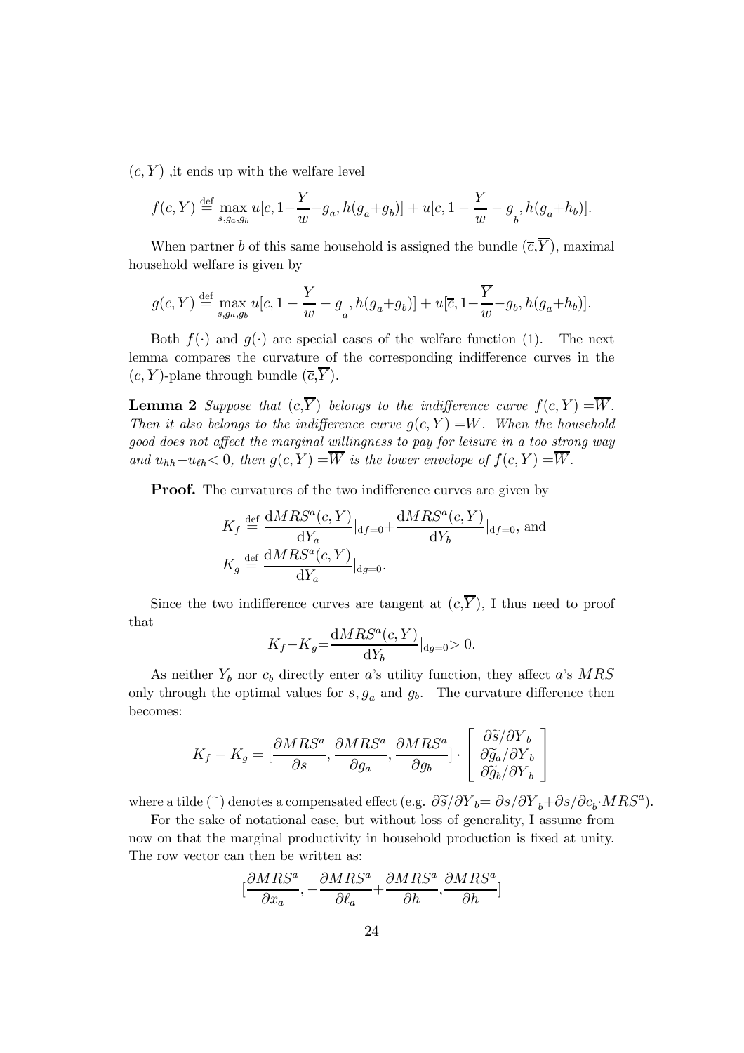$(c, Y)$ ,it ends up with the welfare level

$$f(c, Y) \stackrel{\text{def}}{=} \max_{s, g_a, g_b} u[c, 1 - \frac{Y}{w} - g_a, h(g_a + g_b)] + u[c, 1 - \frac{Y}{w} - g_b, h(g_a + h_b)].$$

When partner $b$ of this same household is assigned the bundle $(\overline{c}, \overline{Y})$, maximal household welfare is given by

$$g(c, Y) \stackrel{\text{def}}{=} \max_{s, g_a, g_b} u[c, 1 - \frac{Y}{w} - g_a, h(g_a + g_b)] + u[\overline{c}, 1 - \frac{\overline{Y}}{w} - g_b, h(g_a + h_b)].$$

Both $f(\cdot)$ and $g(\cdot)$ are special cases of the welfare function (1). The next lemma compares the curvature of the corresponding indifference curves in the $(c, Y)$-plane through bundle $(\overline{c}, \overline{Y})$.

**Lemma 2** *Suppose that $(\overline{c}, \overline{Y})$ belongs to the indifference curve $f(c, Y) = \overline{W}$. Then it also belongs to the indifference curve $g(c, Y) = \overline{W}$. When the household good does not affect the marginal willingness to pay for leisure in a too strong way and $u_{hh} - u_{\ell h} < 0$, then $g(c, Y) = \overline{W}$ is the lower envelope of $f(c, Y) = \overline{W}$.*

**Proof.** The curvatures of the two indifference curves are given by

$$K_f \stackrel{\text{def}}{=} \frac{\mathrm{d}MRS^a(c, Y)}{\mathrm{d}Y_a}|_{\mathrm{d}f=0} + \frac{\mathrm{d}MRS^a(c, Y)}{\mathrm{d}Y_b}|_{\mathrm{d}f=0}, \text{ and}$$
$$K_g \stackrel{\text{def}}{=} \frac{\mathrm{d}MRS^a(c, Y)}{\mathrm{d}Y_a}|_{\mathrm{d}g=0}.$$

Since the two indifference curves are tangent at $(\overline{c}, \overline{Y})$, I thus need to proof that

$$K_f - K_g = \frac{\mathrm{d}MRS^a(c, Y)}{\mathrm{d}Y_b}|_{\mathrm{d}g=0} > 0.$$

As neither $Y_b$ nor $c_b$ directly enter $a$'s utility function, they affect $a$'s $MRS$ only through the optimal values for $s, g_a$ and $g_b$. The curvature difference then becomes:

$$K_f - K_g = [\frac{\partial MRS^a}{\partial s}, \frac{\partial MRS^a}{\partial g_a}, \frac{\partial MRS^a}{\partial g_b}] \cdot \begin{bmatrix} \partial \widetilde{s} / \partial Y_b \\ \partial \widetilde{g}_a / \partial Y_b \\ \partial \widetilde{g}_b / \partial Y_b \end{bmatrix}$$

where a tilde ($\tilde{}$) denotes a compensated effect (e.g. $\partial \widetilde{s} / \partial Y_b = \partial s / \partial Y_b + \partial s / \partial c_b \cdot MRS^a$).

For the sake of notational ease, but without loss of generality, I assume from now on that the marginal productivity in household production is fixed at unity. The row vector can then be written as:

$$[\frac{\partial MRS^a}{\partial x_a}, -\frac{\partial MRS^a}{\partial \ell_a} + \frac{\partial MRS^a}{\partial h}, \frac{\partial MRS^a}{\partial h}]$$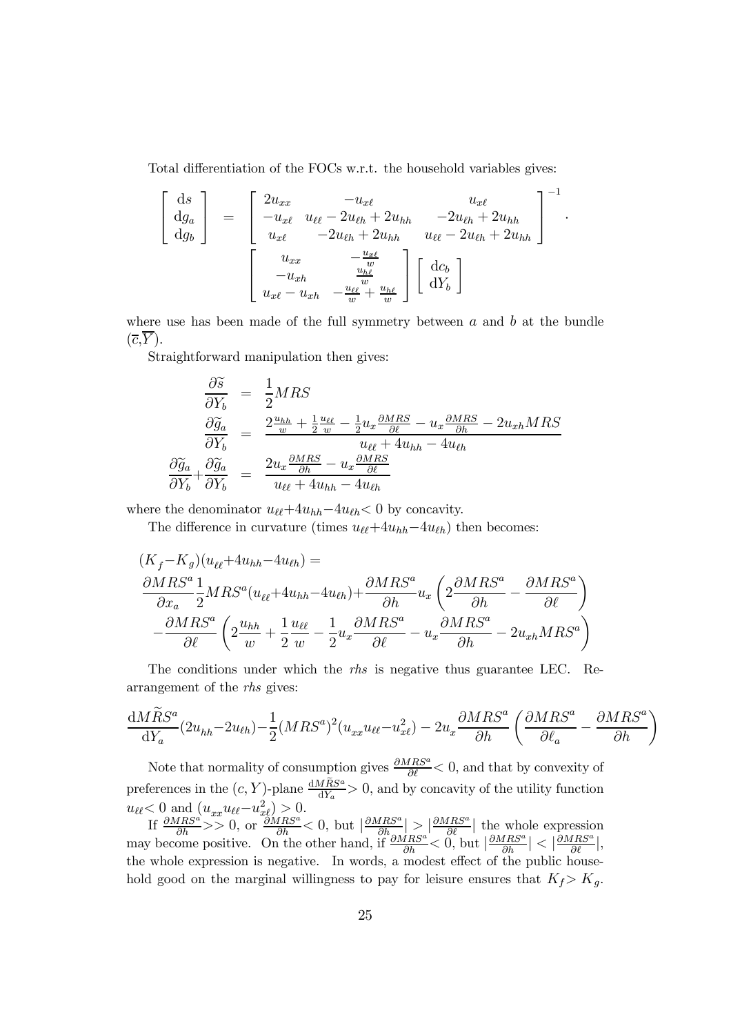Total differentiation of the FOCs w.r.t. the household variables gives:

$$
\begin{bmatrix} \mathrm{d}s \\ \mathrm{d}g_a \\ \mathrm{d}g_b \end{bmatrix} = \begin{bmatrix} 2u_{xx} & -u_{x\ell} & u_{x\ell} \\ -u_{x\ell} & u_{\ell\ell} - 2u_{\ell h} + 2u_{hh} & -2u_{\ell h} + 2u_{hh} \\ u_{x\ell} & -2u_{\ell h} + 2u_{hh} & u_{\ell\ell} - 2u_{\ell h} + 2u_{hh} \end{bmatrix}^{-1} \cdot \begin{bmatrix} u_{xx} & -\frac{u_{x\ell}}{w} \\ -u_{xh} & \frac{u_{h\ell}}{w} \\ u_{x\ell} - u_{xh} & -\frac{u_{\ell\ell}}{w} + \frac{u_{h\ell}}{w} \end{bmatrix} \begin{bmatrix} \mathrm{d}c_b \\ \mathrm{d}Y_b \end{bmatrix}
$$

where use has been made of the full symmetry between $a$ and $b$ at the bundle $(\overline{c}, \overline{Y})$.

Straightforward manipulation then gives:

$$
\begin{aligned}
\frac{\partial \widetilde{s}}{\partial Y_b} &= \frac{1}{2} MRS \\
\frac{\partial \widetilde{g}_a}{\partial Y_b} &= \frac{2\frac{u_{hh}}{w} + \frac{1}{2}\frac{u_{\ell\ell}}{w} - \frac{1}{2}u_x \frac{\partial MRS}{\partial \ell} - u_x \frac{\partial MRS}{\partial h} - 2u_{xh} MRS}{u_{\ell\ell} + 4u_{hh} - 4u_{\ell h}} \\
\frac{\partial \widetilde{g}_a}{\partial Y_b} + \frac{\partial \widetilde{g}_a}{\partial Y_b} &= \frac{2u_x \frac{\partial MRS}{\partial h} - u_x \frac{\partial MRS}{\partial \ell}}{u_{\ell\ell} + 4u_{hh} - 4u_{\ell h}}
\end{aligned}
$$

where the denominator $u_{\ell\ell} + 4u_{hh} - 4u_{\ell h} < 0$ by concavity.

The difference in curvature (times $u_{\ell\ell} + 4u_{hh} - 4u_{\ell h}$) then becomes:

$$
\begin{aligned}
&(K_f - K_g)(u_{\ell\ell} + 4u_{hh} - 4u_{\ell h}) = \\
&\frac{\partial MRS^a}{\partial x_a} \frac{1}{2} MRS^a (u_{\ell\ell} + 4u_{hh} - 4u_{\ell h}) + \frac{\partial MRS^a}{\partial h} u_x \left( 2\frac{\partial MRS^a}{\partial h} - \frac{\partial MRS^a}{\partial \ell} \right) \\
&- \frac{\partial MRS^a}{\partial \ell} \left( 2\frac{u_{hh}}{w} + \frac{1}{2}\frac{u_{\ell\ell}}{w} - \frac{1}{2}u_x \frac{\partial MRS^a}{\partial \ell} - u_x \frac{\partial MRS^a}{\partial h} - 2u_{xh} MRS^a \right)
\end{aligned}
$$

The conditions under which the *rhs* is negative thus guarantee LEC. Rearrangement of the *rhs* gives:

$$
\frac{\mathrm{d}\widetilde{MRS}^a}{\mathrm{d}Y_a}(2u_{hh} - 2u_{\ell h}) - \frac{1}{2}(MRS^a)^2(u_{xx}u_{\ell\ell} - u_{x\ell}^2) - 2u_x \frac{\partial MRS^a}{\partial h} \left( \frac{\partial MRS^a}{\partial \ell_a} - \frac{\partial MRS^a}{\partial h} \right)
$$

Note that normality of consumption gives $\frac{\partial MRS^a}{\partial \ell} < 0$, and that by convexity of preferences in the $(c, Y)$-plane $\frac{\mathrm{d}M\tilde{R}S^a}{\mathrm{d}Y_a} > 0$, and by concavity of the utility function $u_{\ell\ell} < 0$ and $(u_{xx}u_{\ell\ell} - u_{x\ell}^2) > 0$.

If $\frac{\partial MRS^a}{\partial h} >> 0$, or $\frac{\partial MRS^a}{\partial h} < 0$, but $|\frac{\partial MRS^a}{\partial h}| > |\frac{\partial MRS^a}{\partial \ell}|$ the whole expression may become positive. On the other hand, if $\frac{\partial MRS^a}{\partial h} < 0$, but $|\frac{\partial MRS^a}{\partial h}| < |\frac{\partial MRS^a}{\partial \ell}|$, the whole expression is negative. In words, a modest effect of the public household good on the marginal willingness to pay for leisure ensures that $K_f > K_g$.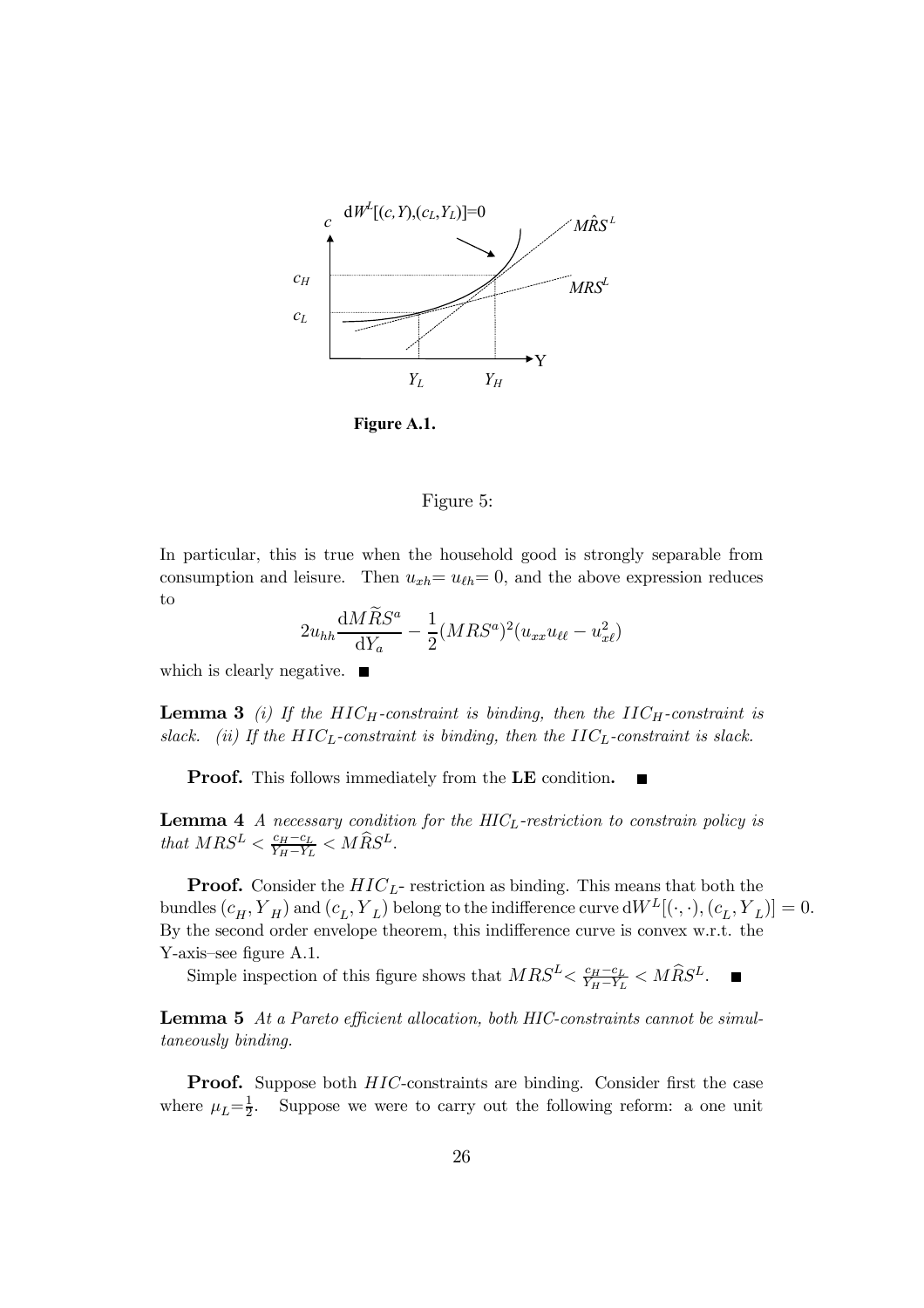Figure A.1.

Figure 5:

In particular, this is true when the household good is strongly separable from consumption and leisure. Then $u_{xh} = u_{\ell h} = 0$, and the above expression reduces to

$$2u_{hh}\frac{\mathrm{d}M\widetilde{R}S^a}{\mathrm{d}Y_a} - \frac{1}{2}(MRS^a)^2(u_{xx}u_{\ell\ell} - u_{x\ell}^2)$$

which is clearly negative. ■

**Lemma 3** *(i) If the $HIC_H$-constraint is binding, then the $IIC_H$-constraint is slack. (ii) If the $HIC_L$-constraint is binding, then the $IIC_L$-constraint is slack.*

**Proof.** This follows immediately from the **LE** condition. ■

**Lemma 4** *A necessary condition for the $HIC_L$-restriction to constrain policy is that $MRS^L < \frac{c_H - c_L}{Y_H - Y_L} < M\widehat{R}S^L$.*

**Proof.** Consider the $HIC_L$- restriction as binding. This means that both the bundles $(c_H, Y_H)$ and $(c_L, Y_L)$ belong to the indifference curve $\mathrm{d}W^L[(\cdot,\cdot),(c_L, Y_L)] = 0$. By the second order envelope theorem, this indifference curve is convex w.r.t. the Y-axis–see figure A.1.

Simple inspection of this figure shows that $MRS^L < \frac{c_H - c_L}{Y_H - Y_L} < M\widehat{R}S^L$. ■

**Lemma 5** *At a Pareto efficient allocation, both HIC-constraints cannot be simultaneously binding.*

**Proof.** Suppose both $HIC$-constraints are binding. Consider first the case where $\mu_L = \frac{1}{2}$. Suppose we were to carry out the following reform: a one unit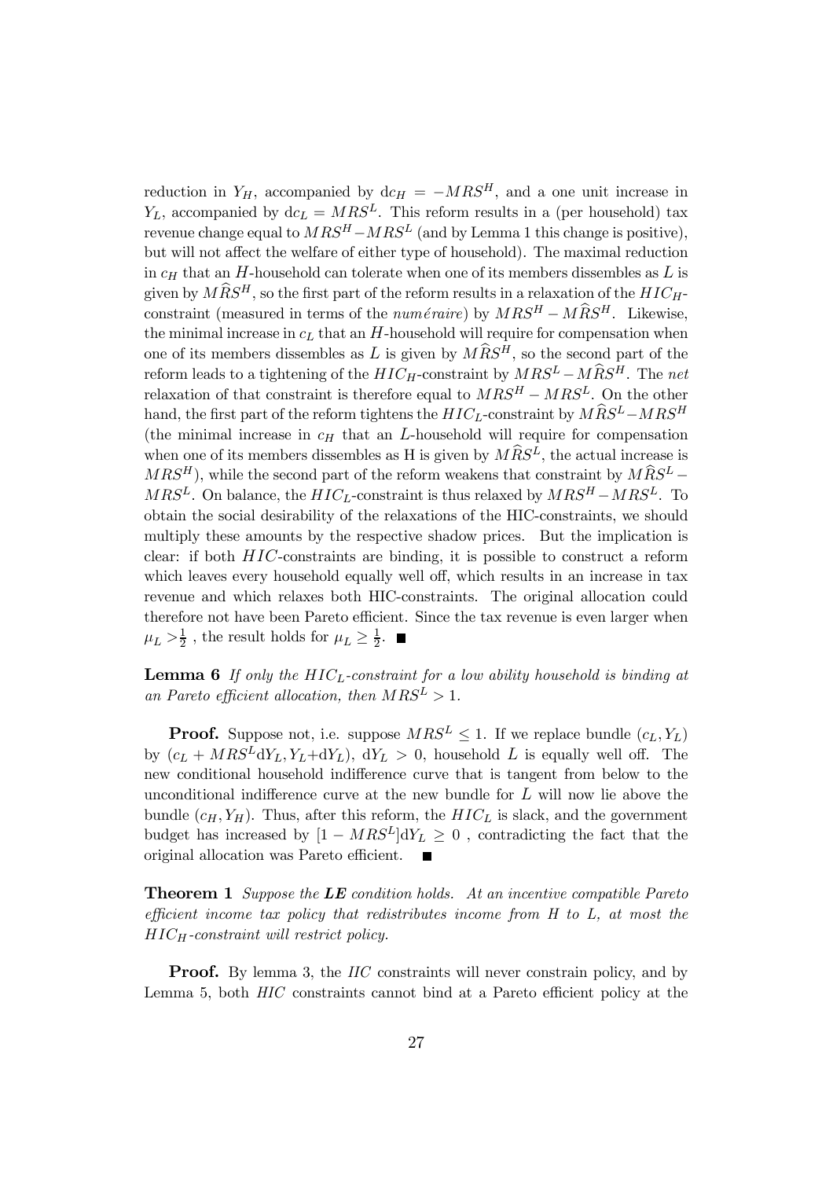reduction in $Y_H$, accompanied by $dc_H = -MRS^H$, and a one unit increase in $Y_L$, accompanied by $dc_L = MRS^L$. This reform results in a (per household) tax revenue change equal to $MRS^H - MRS^L$ (and by Lemma 1 this change is positive), but will not affect the welfare of either type of household). The maximal reduction in $c_H$ that an $H$-household can tolerate when one of its members dissembles as $L$ is given by $M\widehat{R}S^H$, so the first part of the reform results in a relaxation of the $HIC_H$-constraint (measured in terms of the *numéraire*) by $MRS^H - M\widehat{R}S^H$. Likewise, the minimal increase in $c_L$ that an $H$-household will require for compensation when one of its members dissembles as $L$ is given by $M\widehat{R}S^H$, so the second part of the reform leads to a tightening of the $HIC_H$-constraint by $MRS^L - M\widehat{R}S^H$. The *net* relaxation of that constraint is therefore equal to $MRS^H - MRS^L$. On the other hand, the first part of the reform tightens the $HIC_L$-constraint by $M\widehat{R}S^L - MRS^H$ (the minimal increase in $c_H$ that an $L$-household will require for compensation when one of its members dissembles as H is given by $M\widehat{R}S^L$, the actual increase is $MRS^H$), while the second part of the reform weakens that constraint by $M\widehat{R}S^L - MRS^L$. On balance, the $HIC_L$-constraint is thus relaxed by $MRS^H - MRS^L$. To obtain the social desirability of the relaxations of the HIC-constraints, we should multiply these amounts by the respective shadow prices. But the implication is clear: if both $HIC$-constraints are binding, it is possible to construct a reform which leaves every household equally well off, which results in an increase in tax revenue and which relaxes both HIC-constraints. The original allocation could therefore not have been Pareto efficient. Since the tax revenue is even larger when $\mu_L > \frac{1}{2}$ , the result holds for $\mu_L \geq \frac{1}{2}$. ■

**Lemma 6** *If only the $HIC_L$-constraint for a low ability household is binding at an Pareto efficient allocation, then $MRS^L > 1$.*

**Proof.** Suppose not, i.e. suppose $MRS^L \leq 1$. If we replace bundle $(c_L, Y_L)$ by $(c_L + MRS^L dY_L, Y_L + dY_L)$, $dY_L > 0$, household $L$ is equally well off. The new conditional household indifference curve that is tangent from below to the unconditional indifference curve at the new bundle for $L$ will now lie above the bundle $(c_H, Y_H)$. Thus, after this reform, the $HIC_L$ is slack, and the government budget has increased by $[1 - MRS^L]dY_L \geq 0$ , contradicting the fact that the original allocation was Pareto efficient. ■

**Theorem 1** *Suppose the **LE** condition holds. At an incentive compatible Pareto efficient income tax policy that redistributes income from H to L, at most the $HIC_H$-constraint will restrict policy.*

**Proof.** By lemma 3, the *IIC* constraints will never constrain policy, and by Lemma 5, both *HIC* constraints cannot bind at a Pareto efficient policy at the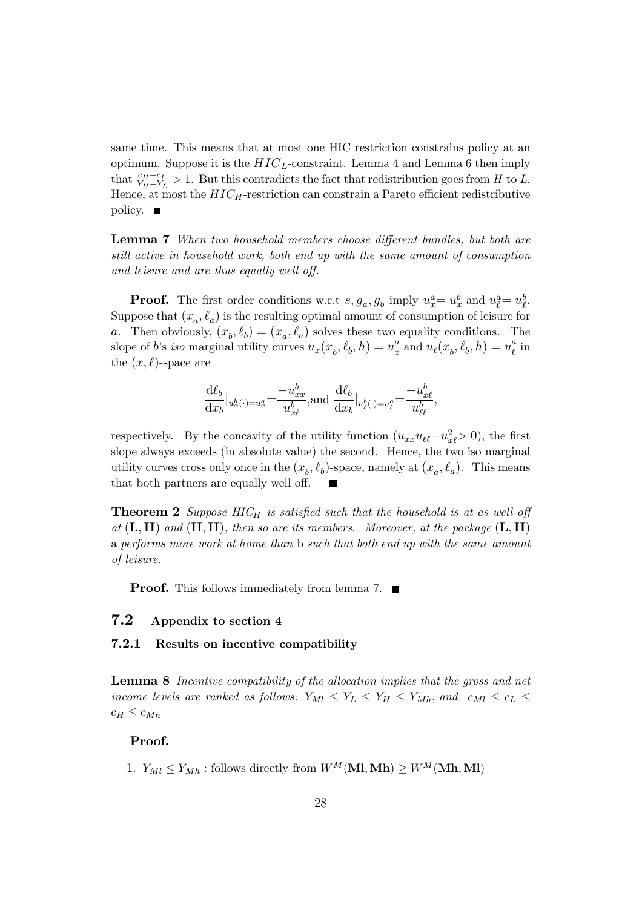same time. This means that at most one HIC restriction constrains policy at an optimum. Suppose it is the $HIC_L$-constraint. Lemma 4 and Lemma 6 then imply that $\frac{c_H - c_L}{Y_H - Y_L} > 1$. But this contradicts the fact that redistribution goes from $H$ to $L$. Hence, at most the $HIC_H$-restriction can constrain a Pareto efficient redistributive policy. ■

**Lemma 7** *When two household members choose different bundles, but both are still active in household work, both end up with the same amount of consumption and leisure and are thus equally well off.*

**Proof.** The first order conditions w.r.t $s, g_a, g_b$ imply $u_x^a = u_x^b$ and $u_\ell^a = u_\ell^b$. Suppose that $(x_a, \ell_a)$ is the resulting optimal amount of consumption of leisure for $a$. Then obviously, $(x_b, \ell_b) = (x_a, \ell_a)$ solves these two equality conditions. The slope of $b$'s *iso* marginal utility curves $u_x(x_b, \ell_b, h) = u_x^a$ and $u_\ell(x_b, \ell_b, h) = u_\ell^a$ in the $(x, \ell)$-space are

$$\frac{\mathrm{d}\ell_b}{\mathrm{d}x_b}|_{u_x^b(\cdot)=u_x^a} = \frac{-u_{xx}^b}{u_{x\ell}^b}, \text{and } \frac{\mathrm{d}\ell_b}{\mathrm{d}x_b}|_{u_\ell^b(\cdot)=u_\ell^a} = \frac{-u_{x\ell}^b}{u_{\ell\ell}^b},$$

respectively. By the concavity of the utility function ($u_{xx}u_{\ell\ell} - u_{x\ell}^2 > 0$), the first slope always exceeds (in absolute value) the second. Hence, the two iso marginal utility curves cross only once in the $(x_b, \ell_b)$-space, namely at $(x_a, \ell_a)$. This means that both partners are equally well off. ■

**Theorem 2** *Suppose $HIC_H$ is satisfied such that the household is at as well off at* $(\mathbf{L}, \mathbf{H})$ *and* $(\mathbf{H}, \mathbf{H})$*, then so are its members. Moreover, at the package* $(\mathbf{L}, \mathbf{H})$ a *performs more work at home than* b *such that both end up with the same amount of leisure.*

**Proof.** This follows immediately from lemma 7. ■

## 7.2 Appendix to section 4

### 7.2.1 Results on incentive compatibility

**Lemma 8** *Incentive compatibility of the allocation implies that the gross and net income levels are ranked as follows: $Y_{Ml} \leq Y_L \leq Y_H \leq Y_{Mh}$, and $c_{Ml} \leq c_L \leq c_H \leq c_{Mh}$*

**Proof.**

1. $Y_{Ml} \leq Y_{Mh}$ : follows directly from $W^M(\mathbf{Ml}, \mathbf{Mh}) \geq W^M(\mathbf{Mh}, \mathbf{Ml})$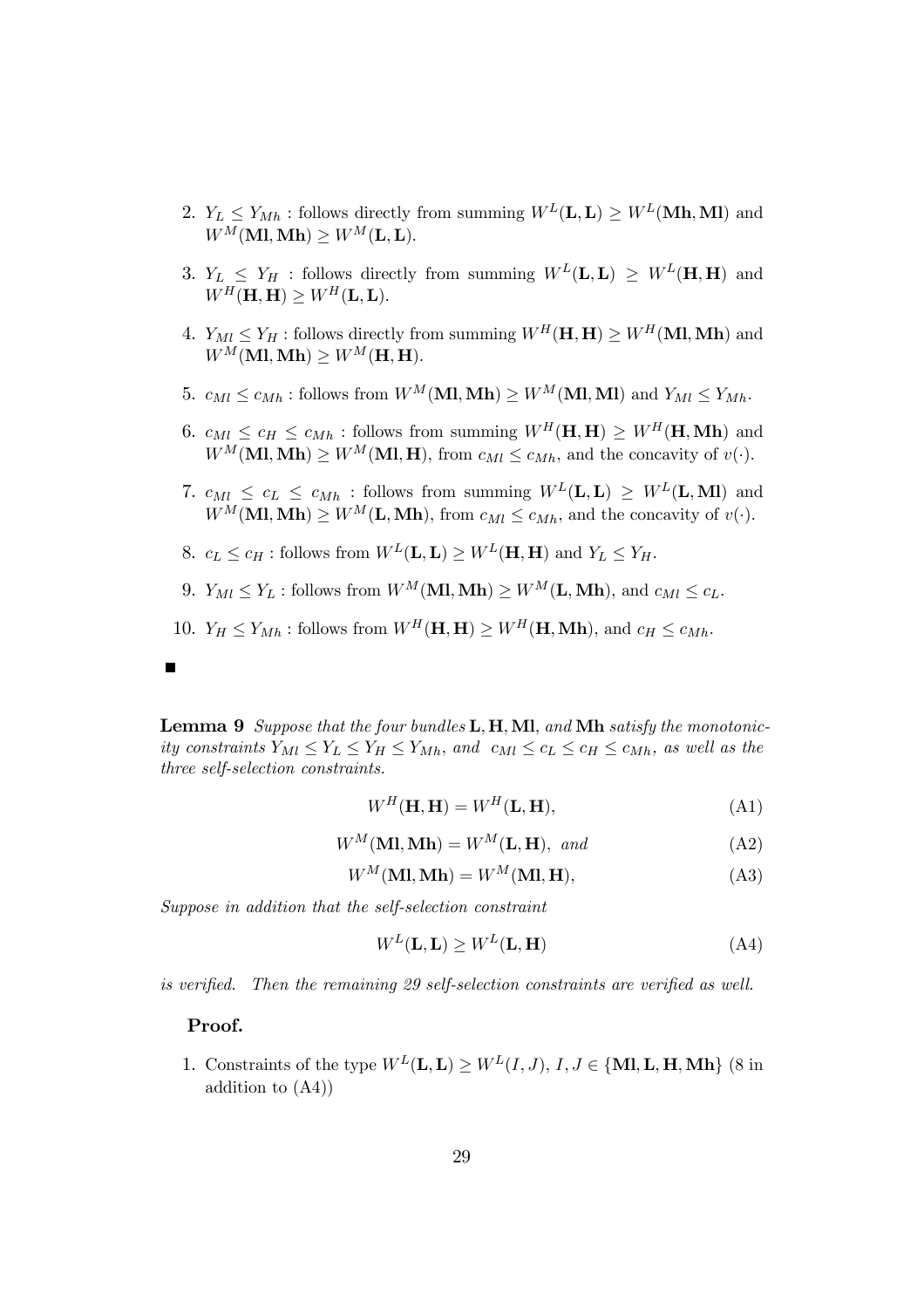2. $Y_L \leq Y_{Mh}$ : follows directly from summing $W^L(\mathbf{L}, \mathbf{L}) \geq W^L(\mathbf{Mh}, \mathbf{Ml})$ and $W^M(\mathbf{Ml}, \mathbf{Mh}) \geq W^M(\mathbf{L}, \mathbf{L})$.

3. $Y_L \leq Y_H$ : follows directly from summing $W^L(\mathbf{L}, \mathbf{L}) \geq W^L(\mathbf{H}, \mathbf{H})$ and $W^H(\mathbf{H}, \mathbf{H}) \geq W^H(\mathbf{L}, \mathbf{L})$.

4. $Y_{Ml} \leq Y_H$ : follows directly from summing $W^H(\mathbf{H}, \mathbf{H}) \geq W^H(\mathbf{Ml}, \mathbf{Mh})$ and $W^M(\mathbf{Ml}, \mathbf{Mh}) \geq W^M(\mathbf{H}, \mathbf{H})$.

5. $c_{Ml} \leq c_{Mh}$ : follows from $W^M(\mathbf{Ml}, \mathbf{Mh}) \geq W^M(\mathbf{Ml}, \mathbf{Ml})$ and $Y_{Ml} \leq Y_{Mh}$.

6. $c_{Ml} \leq c_H \leq c_{Mh}$ : follows from summing $W^H(\mathbf{H}, \mathbf{H}) \geq W^H(\mathbf{H}, \mathbf{Mh})$ and $W^M(\mathbf{Ml}, \mathbf{Mh}) \geq W^M(\mathbf{Ml}, \mathbf{H})$, from $c_{Ml} \leq c_{Mh}$, and the concavity of $v(\cdot)$.

7. $c_{Ml} \leq c_L \leq c_{Mh}$ : follows from summing $W^L(\mathbf{L}, \mathbf{L}) \geq W^L(\mathbf{L}, \mathbf{Ml})$ and $W^M(\mathbf{Ml}, \mathbf{Mh}) \geq W^M(\mathbf{L}, \mathbf{Mh})$, from $c_{Ml} \leq c_{Mh}$, and the concavity of $v(\cdot)$.

8. $c_L \leq c_H$ : follows from $W^L(\mathbf{L}, \mathbf{L}) \geq W^L(\mathbf{H}, \mathbf{H})$ and $Y_L \leq Y_H$.

9. $Y_{Ml} \leq Y_L$ : follows from $W^M(\mathbf{Ml}, \mathbf{Mh}) \geq W^M(\mathbf{L}, \mathbf{Mh})$, and $c_{Ml} \leq c_L$.

10. $Y_H \leq Y_{Mh}$ : follows from $W^H(\mathbf{H}, \mathbf{H}) \geq W^H(\mathbf{H}, \mathbf{Mh})$, and $c_H \leq c_{Mh}$.

■

**Lemma 9** *Suppose that the four bundles* $\mathbf{L}, \mathbf{H}, \mathbf{Ml}$, *and* $\mathbf{Mh}$ *satisfy the monotonicity constraints* $Y_{Ml} \leq Y_L \leq Y_H \leq Y_{Mh}$, *and* $c_{Ml} \leq c_L \leq c_H \leq c_{Mh}$, *as well as the three self-selection constraints.*

$$W^H(\mathbf{H}, \mathbf{H}) = W^H(\mathbf{L}, \mathbf{H}), \tag{A1}$$

$$W^M(\mathbf{Ml}, \mathbf{Mh}) = W^M(\mathbf{L}, \mathbf{H}), \text{ and} \tag{A2}$$

$$W^M(\mathbf{Ml}, \mathbf{Mh}) = W^M(\mathbf{Ml}, \mathbf{H}), \tag{A3}$$

*Suppose in addition that the self-selection constraint*

$$W^L(\mathbf{L}, \mathbf{L}) \geq W^L(\mathbf{L}, \mathbf{H}) \tag{A4}$$

*is verified. Then the remaining 29 self-selection constraints are verified as well.*

**Proof.**

1. Constraints of the type $W^L(\mathbf{L}, \mathbf{L}) \geq W^L(I, J)$, $I, J \in \{\mathbf{Ml}, \mathbf{L}, \mathbf{H}, \mathbf{Mh}\}$ (8 in addition to (A4))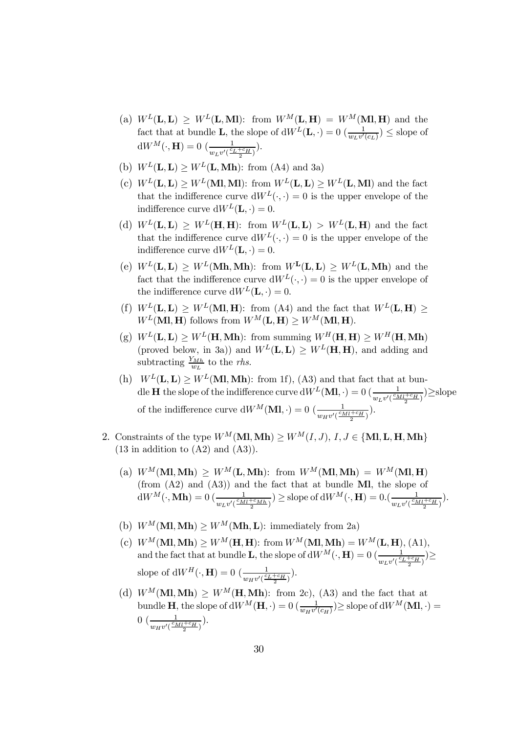(a) $W^L(\mathbf{L},\mathbf{L}) \geq W^L(\mathbf{L},\mathbf{Ml})$: from $W^M(\mathbf{L},\mathbf{H}) = W^M(\mathbf{Ml},\mathbf{H})$ and the fact that at bundle $\mathbf{L}$, the slope of $\mathrm{d}W^L(\mathbf{L},\cdot) = 0$ $(\frac{1}{w_L v'(c_L)}) \leq$ slope of $\mathrm{d}W^M(\cdot,\mathbf{H}) = 0$ $(\frac{1}{w_L v'(\frac{c_L+c_H}{2})})$.

(b) $W^L(\mathbf{L},\mathbf{L}) \geq W^L(\mathbf{L},\mathbf{Mh})$: from (A4) and 3a)

(c) $W^L(\mathbf{L},\mathbf{L}) \geq W^L(\mathbf{Ml},\mathbf{Ml})$: from $W^L(\mathbf{L},\mathbf{L}) \geq W^L(\mathbf{L},\mathbf{Ml})$ and the fact that the indifference curve $\mathrm{d}W^L(\cdot,\cdot) = 0$ is the upper envelope of the indifference curve $\mathrm{d}W^L(\mathbf{L},\cdot) = 0$.

(d) $W^L(\mathbf{L},\mathbf{L}) \geq W^L(\mathbf{H},\mathbf{H})$: from $W^L(\mathbf{L},\mathbf{L}) > W^L(\mathbf{L},\mathbf{H})$ and the fact that the indifference curve $\mathrm{d}W^L(\cdot,\cdot) = 0$ is the upper envelope of the indifference curve $\mathrm{d}W^L(\mathbf{L},\cdot) = 0$.

(e) $W^L(\mathbf{L},\mathbf{L}) \geq W^L(\mathbf{Mh},\mathbf{Mh})$: from $W^{\mathbf{L}}(\mathbf{L},\mathbf{L}) \geq W^L(\mathbf{L},\mathbf{Mh})$ and the fact that the indifference curve $\mathrm{d}W^L(\cdot,\cdot) = 0$ is the upper envelope of the indifference curve $\mathrm{d}W^L(\mathbf{L},\cdot) = 0$.

(f) $W^L(\mathbf{L},\mathbf{L}) \geq W^L(\mathbf{Ml},\mathbf{H})$: from (A4) and the fact that $W^L(\mathbf{L},\mathbf{H}) \geq W^L(\mathbf{Ml},\mathbf{H})$ follows from $W^M(\mathbf{L},\mathbf{H}) \geq W^M(\mathbf{Ml},\mathbf{H})$.

(g) $W^L(\mathbf{L},\mathbf{L}) \geq W^L(\mathbf{H},\mathbf{Mh})$: from summing $W^H(\mathbf{H},\mathbf{H}) \geq W^H(\mathbf{H},\mathbf{Mh})$ (proved below, in 3a)) and $W^L(\mathbf{L},\mathbf{L}) \geq W^L(\mathbf{H},\mathbf{H})$, and adding and subtracting $\frac{Y_{Mh}}{w_L}$ to the *rhs*.

(h) $W^L(\mathbf{L},\mathbf{L}) \geq W^L(\mathbf{Ml},\mathbf{Mh})$: from 1f), (A3) and that fact that at bundle $\mathbf{H}$ the slope of the indifference curve $\mathrm{d}W^L(\mathbf{Ml},\cdot) = 0$ $(\frac{1}{w_L v'(\frac{c_{Ml}+c_H}{2})})\geq$slope of the indifference curve $\mathrm{d}W^M(\mathbf{Ml},\cdot) = 0$ $(\frac{1}{w_H v'(\frac{c_{Ml}+c_H}{2})})$.

2. Constraints of the type $W^M(\mathbf{Ml},\mathbf{Mh}) \geq W^M(I,J)$, $I,J \in \{\mathbf{Ml},\mathbf{L},\mathbf{H},\mathbf{Mh}\}$ (13 in addition to (A2) and (A3)).

(a) $W^M(\mathbf{Ml},\mathbf{Mh}) \geq W^M(\mathbf{L},\mathbf{Mh})$: from $W^M(\mathbf{Ml},\mathbf{Mh}) = W^M(\mathbf{Ml},\mathbf{H})$ (from (A2) and (A3)) and the fact that at bundle $\mathbf{Ml}$, the slope of $\mathrm{d}W^M(\cdot,\mathbf{Mh}) = 0$ $(\frac{1}{w_L v'(\frac{c_{Ml}+c_{Mh}}{2})}) \geq$ slope of $\mathrm{d}W^M(\cdot,\mathbf{H}) = 0.(\frac{1}{w_L v'(\frac{c_{Ml}+c_H}{2})})$.

(b) $W^M(\mathbf{Ml},\mathbf{Mh}) \geq W^M(\mathbf{Mh},\mathbf{L})$: immediately from 2a)

(c) $W^M(\mathbf{Ml},\mathbf{Mh}) \geq W^M(\mathbf{H},\mathbf{H})$: from $W^M(\mathbf{Ml},\mathbf{Mh}) = W^M(\mathbf{L},\mathbf{H})$, (A1), and the fact that at bundle $\mathbf{L}$, the slope of $\mathrm{d}W^M(\cdot,\mathbf{H}) = 0$ $(\frac{1}{w_L v'(\frac{c_L+c_H}{2})})\geq$ slope of $\mathrm{d}W^H(\cdot,\mathbf{H}) = 0$ $(\frac{1}{w_H v'(\frac{c_L+c_H}{2})})$.

(d) $W^M(\mathbf{Ml},\mathbf{Mh}) \geq W^M(\mathbf{H},\mathbf{Mh})$: from 2c), (A3) and the fact that at bundle $\mathbf{H}$, the slope of $\mathrm{d}W^M(\mathbf{H},\cdot) = 0$ $(\frac{1}{w_H v'(c_H)})\geq$ slope of $\mathrm{d}W^M(\mathbf{Ml},\cdot) = 0$ $(\frac{1}{w_H v'(\frac{c_{Ml}+c_H}{2})})$.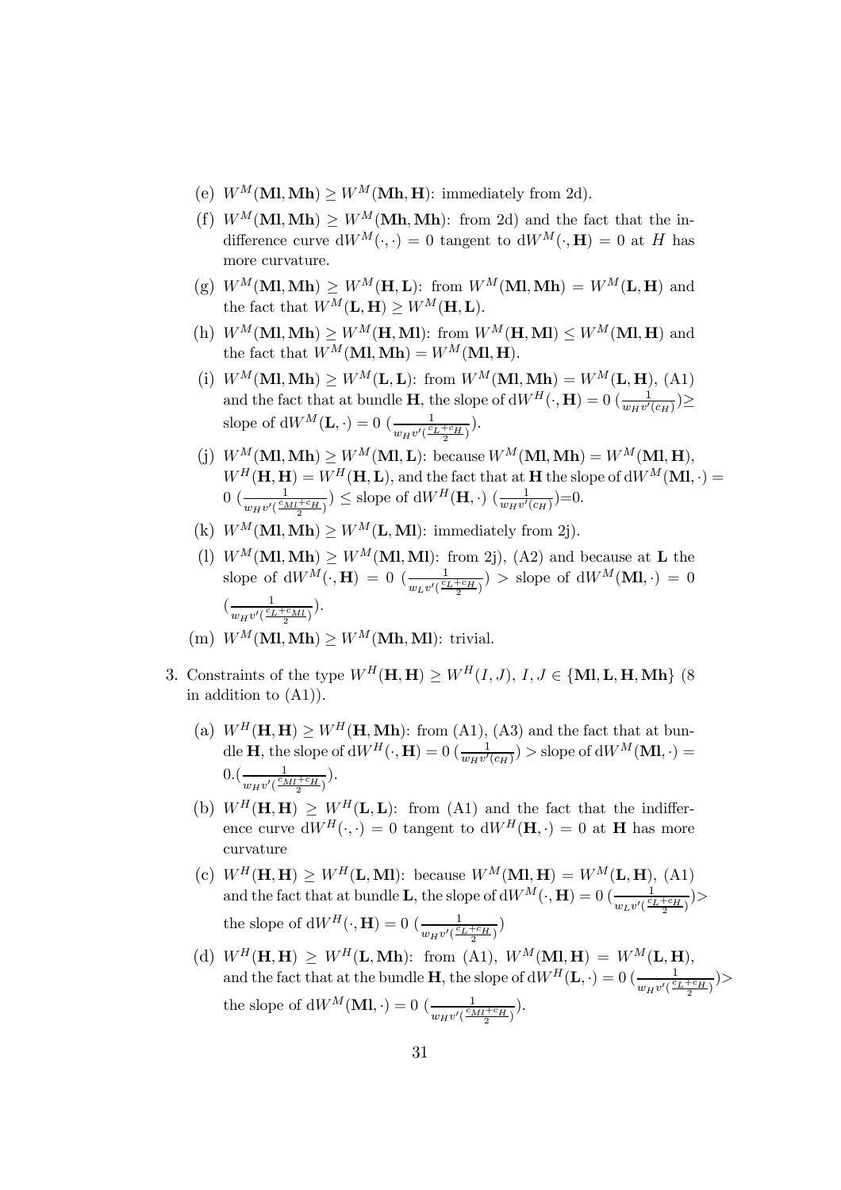(e) $W^M(\mathbf{Ml},\mathbf{Mh}) \geq W^M(\mathbf{Mh},\mathbf{H})$: immediately from 2d).

(f) $W^M(\mathbf{Ml},\mathbf{Mh}) \geq W^M(\mathbf{Mh},\mathbf{Mh})$: from 2d) and the fact that the indifference curve $\mathrm{d}W^M(\cdot,\cdot) = 0$ tangent to $\mathrm{d}W^M(\cdot,\mathbf{H}) = 0$ at $H$ has more curvature.

(g) $W^M(\mathbf{Ml},\mathbf{Mh}) \geq W^M(\mathbf{H},\mathbf{L})$: from $W^M(\mathbf{Ml},\mathbf{Mh}) = W^M(\mathbf{L},\mathbf{H})$ and the fact that $W^M(\mathbf{L},\mathbf{H}) \geq W^M(\mathbf{H},\mathbf{L})$.

(h) $W^M(\mathbf{Ml},\mathbf{Mh}) \geq W^M(\mathbf{H},\mathbf{Ml})$: from $W^M(\mathbf{H},\mathbf{Ml}) \leq W^M(\mathbf{Ml},\mathbf{H})$ and the fact that $W^M(\mathbf{Ml},\mathbf{Mh}) = W^M(\mathbf{Ml},\mathbf{H})$.

(i) $W^M(\mathbf{Ml},\mathbf{Mh}) \geq W^M(\mathbf{L},\mathbf{L})$: from $W^M(\mathbf{Ml},\mathbf{Mh}) = W^M(\mathbf{L},\mathbf{H})$, (A1) and the fact that at bundle $\mathbf{H}$, the slope of $\mathrm{d}W^H(\cdot,\mathbf{H}) = 0$ $(\frac{1}{w_H v'(c_H)})\geq$ slope of $\mathrm{d}W^M(\mathbf{L},\cdot) = 0$ $(\frac{1}{w_H v'(\frac{c_L+c_H}{2})})$.

(j) $W^M(\mathbf{Ml},\mathbf{Mh}) \geq W^M(\mathbf{Ml},\mathbf{L})$: because $W^M(\mathbf{Ml},\mathbf{Mh}) = W^M(\mathbf{Ml},\mathbf{H})$, $W^H(\mathbf{H},\mathbf{H}) = W^H(\mathbf{H},\mathbf{L})$, and the fact that at $\mathbf{H}$ the slope of $\mathrm{d}W^M(\mathbf{Ml},\cdot) = 0$ $(\frac{1}{w_H v'(\frac{c_{Ml}+c_H}{2})}) \leq$ slope of $\mathrm{d}W^H(\mathbf{H},\cdot)$ $(\frac{1}{w_H v'(c_H)})$=0.

(k) $W^M(\mathbf{Ml},\mathbf{Mh}) \geq W^M(\mathbf{L},\mathbf{Ml})$: immediately from 2j).

(l) $W^M(\mathbf{Ml},\mathbf{Mh}) \geq W^M(\mathbf{Ml},\mathbf{Ml})$: from 2j), (A2) and because at $\mathbf{L}$ the slope of $\mathrm{d}W^M(\cdot,\mathbf{H}) = 0$ $(\frac{1}{w_L v'(\frac{c_L+c_H}{2})}) >$ slope of $\mathrm{d}W^M(\mathbf{Ml},\cdot) = 0$ $(\frac{1}{w_H v'(\frac{c_L+c_{Ml}}{2})})$.

(m) $W^M(\mathbf{Ml},\mathbf{Mh}) \geq W^M(\mathbf{Mh},\mathbf{Ml})$: trivial.

3. Constraints of the type $W^H(\mathbf{H},\mathbf{H}) \geq W^H(I,J)$, $I,J \in \{\mathbf{Ml},\mathbf{L},\mathbf{H},\mathbf{Mh}\}$ (8 in addition to (A1)).

(a) $W^H(\mathbf{H},\mathbf{H}) \geq W^H(\mathbf{H},\mathbf{Mh})$: from (A1), (A3) and the fact that at bundle $\mathbf{H}$, the slope of $\mathrm{d}W^H(\cdot,\mathbf{H}) = 0$ $(\frac{1}{w_H v'(c_H)}) >$ slope of $\mathrm{d}W^M(\mathbf{Ml},\cdot) = 0.(\frac{1}{w_H v'(\frac{c_{Ml}+c_H}{2})})$.

(b) $W^H(\mathbf{H},\mathbf{H}) \geq W^H(\mathbf{L},\mathbf{L})$: from (A1) and the fact that the indifference curve $\mathrm{d}W^H(\cdot,\cdot) = 0$ tangent to $\mathrm{d}W^H(\mathbf{H},\cdot) = 0$ at $\mathbf{H}$ has more curvature

(c) $W^H(\mathbf{H},\mathbf{H}) \geq W^H(\mathbf{L},\mathbf{Ml})$: because $W^M(\mathbf{Ml},\mathbf{H}) = W^M(\mathbf{L},\mathbf{H})$, (A1) and the fact that at bundle $\mathbf{L}$, the slope of $\mathrm{d}W^M(\cdot,\mathbf{H}) = 0$ $(\frac{1}{w_L v'(\frac{c_L+c_H}{2})})>$ the slope of $\mathrm{d}W^H(\cdot,\mathbf{H}) = 0$ $(\frac{1}{w_H v'(\frac{c_L+c_H}{2})})$

(d) $W^H(\mathbf{H},\mathbf{H}) \geq W^H(\mathbf{L},\mathbf{Mh})$: from (A1), $W^M(\mathbf{Ml},\mathbf{H}) = W^M(\mathbf{L},\mathbf{H})$, and the fact that at the bundle $\mathbf{H}$, the slope of $\mathrm{d}W^H(\mathbf{L},\cdot) = 0$ $(\frac{1}{w_H v'(\frac{c_L+c_H}{2})})>$ the slope of $\mathrm{d}W^M(\mathbf{Ml},\cdot) = 0$ $(\frac{1}{w_H v'(\frac{c_{Ml}+c_H}{2})})$.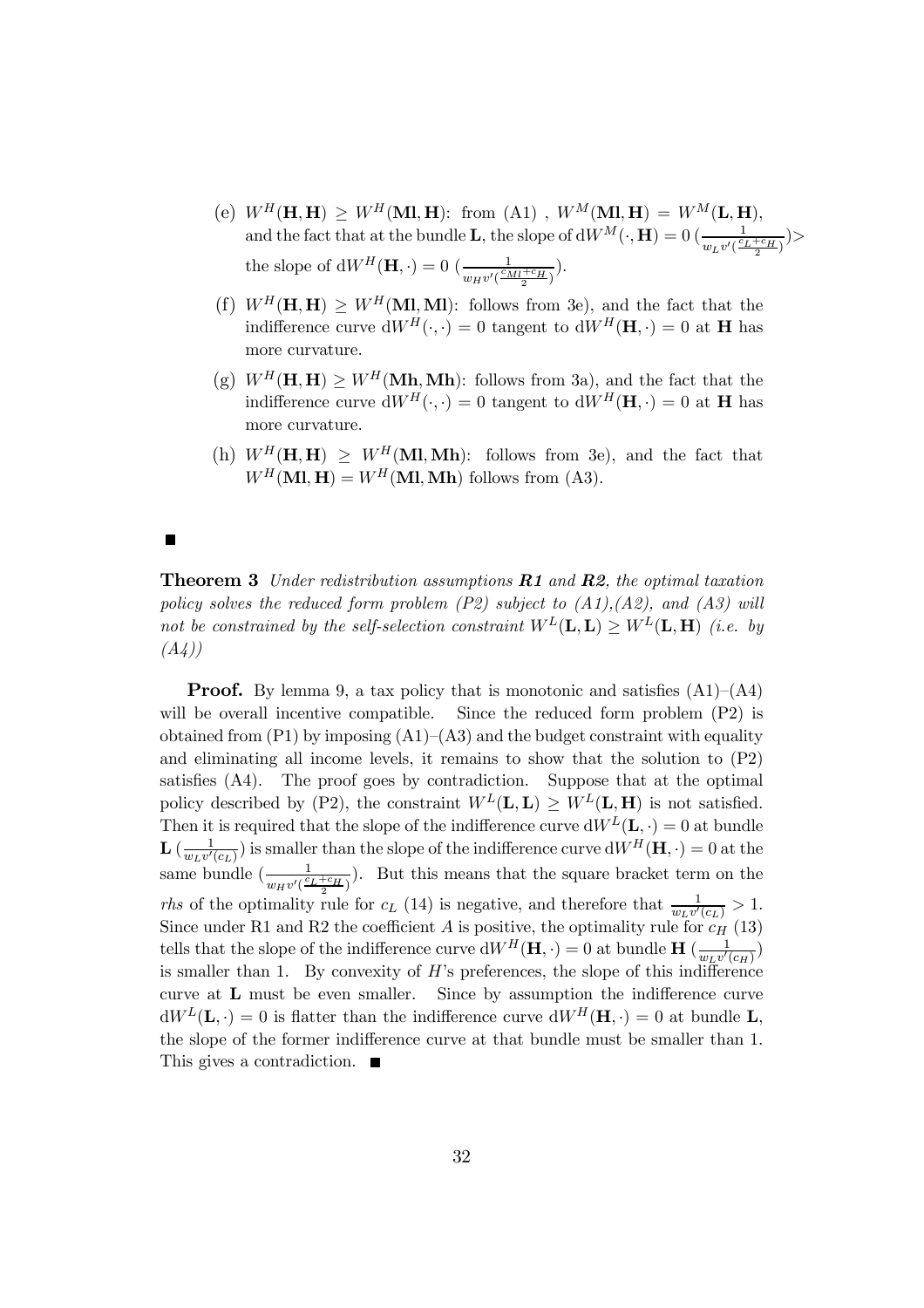(e) $W^H(\mathbf{H},\mathbf{H}) \geq W^H(\mathbf{Ml},\mathbf{H})$: from (A1) , $W^M(\mathbf{Ml},\mathbf{H}) = W^M(\mathbf{L},\mathbf{H})$, and the fact that at the bundle $\mathbf{L}$, the slope of $\mathrm{d}W^M(\cdot,\mathbf{H}) = 0$ $(\frac{1}{w_L v'(\frac{c_L+c_H}{2})}) >$ the slope of $\mathrm{d}W^H(\mathbf{H},\cdot) = 0$ $(\frac{1}{w_H v'(\frac{c_{Ml}+c_H}{2})})$.

(f) $W^H(\mathbf{H},\mathbf{H}) \geq W^H(\mathbf{Ml},\mathbf{Ml})$: follows from 3e), and the fact that the indifference curve $\mathrm{d}W^H(\cdot,\cdot) = 0$ tangent to $\mathrm{d}W^H(\mathbf{H},\cdot) = 0$ at $\mathbf{H}$ has more curvature.

(g) $W^H(\mathbf{H},\mathbf{H}) \geq W^H(\mathbf{Mh},\mathbf{Mh})$: follows from 3a), and the fact that the indifference curve $\mathrm{d}W^H(\cdot,\cdot) = 0$ tangent to $\mathrm{d}W^H(\mathbf{H},\cdot) = 0$ at $\mathbf{H}$ has more curvature.

(h) $W^H(\mathbf{H},\mathbf{H}) \geq W^H(\mathbf{Ml},\mathbf{Mh})$: follows from 3e), and the fact that $W^H(\mathbf{Ml},\mathbf{H}) = W^H(\mathbf{Ml},\mathbf{Mh})$ follows from (A3).

■

**Theorem 3** *Under redistribution assumptions **R1** and **R2**, the optimal taxation policy solves the reduced form problem (P2) subject to (A1),(A2), and (A3) will not be constrained by the self-selection constraint $W^L(\mathbf{L},\mathbf{L}) \geq W^L(\mathbf{L},\mathbf{H})$ (i.e. by (A4))*

**Proof.** By lemma 9, a tax policy that is monotonic and satisfies (A1)–(A4) will be overall incentive compatible. Since the reduced form problem (P2) is obtained from (P1) by imposing (A1)–(A3) and the budget constraint with equality and eliminating all income levels, it remains to show that the solution to (P2) satisfies (A4). The proof goes by contradiction. Suppose that at the optimal policy described by (P2), the constraint $W^L(\mathbf{L},\mathbf{L}) \geq W^L(\mathbf{L},\mathbf{H})$ is not satisfied. Then it is required that the slope of the indifference curve $\mathrm{d}W^L(\mathbf{L},\cdot) = 0$ at bundle $\mathbf{L}$ $(\frac{1}{w_L v'(c_L)})$ is smaller than the slope of the indifference curve $\mathrm{d}W^H(\mathbf{H},\cdot) = 0$ at the same bundle $(\frac{1}{w_H v'(\frac{c_L+c_H}{2})})$. But this means that the square bracket term on the *rhs* of the optimality rule for $c_L$ (14) is negative, and therefore that $\frac{1}{w_L v'(c_L)} > 1$. Since under R1 and R2 the coefficient $A$ is positive, the optimality rule for $c_H$ (13) tells that the slope of the indifference curve $\mathrm{d}W^H(\mathbf{H},\cdot) = 0$ at bundle $\mathbf{H}$ $(\frac{1}{w_L v'(c_H)})$ is smaller than 1. By convexity of $H$'s preferences, the slope of this indifference curve at $\mathbf{L}$ must be even smaller. Since by assumption the indifference curve $\mathrm{d}W^L(\mathbf{L},\cdot) = 0$ is flatter than the indifference curve $\mathrm{d}W^H(\mathbf{H},\cdot) = 0$ at bundle $\mathbf{L}$, the slope of the former indifference curve at that bundle must be smaller than 1. This gives a contradiction. ■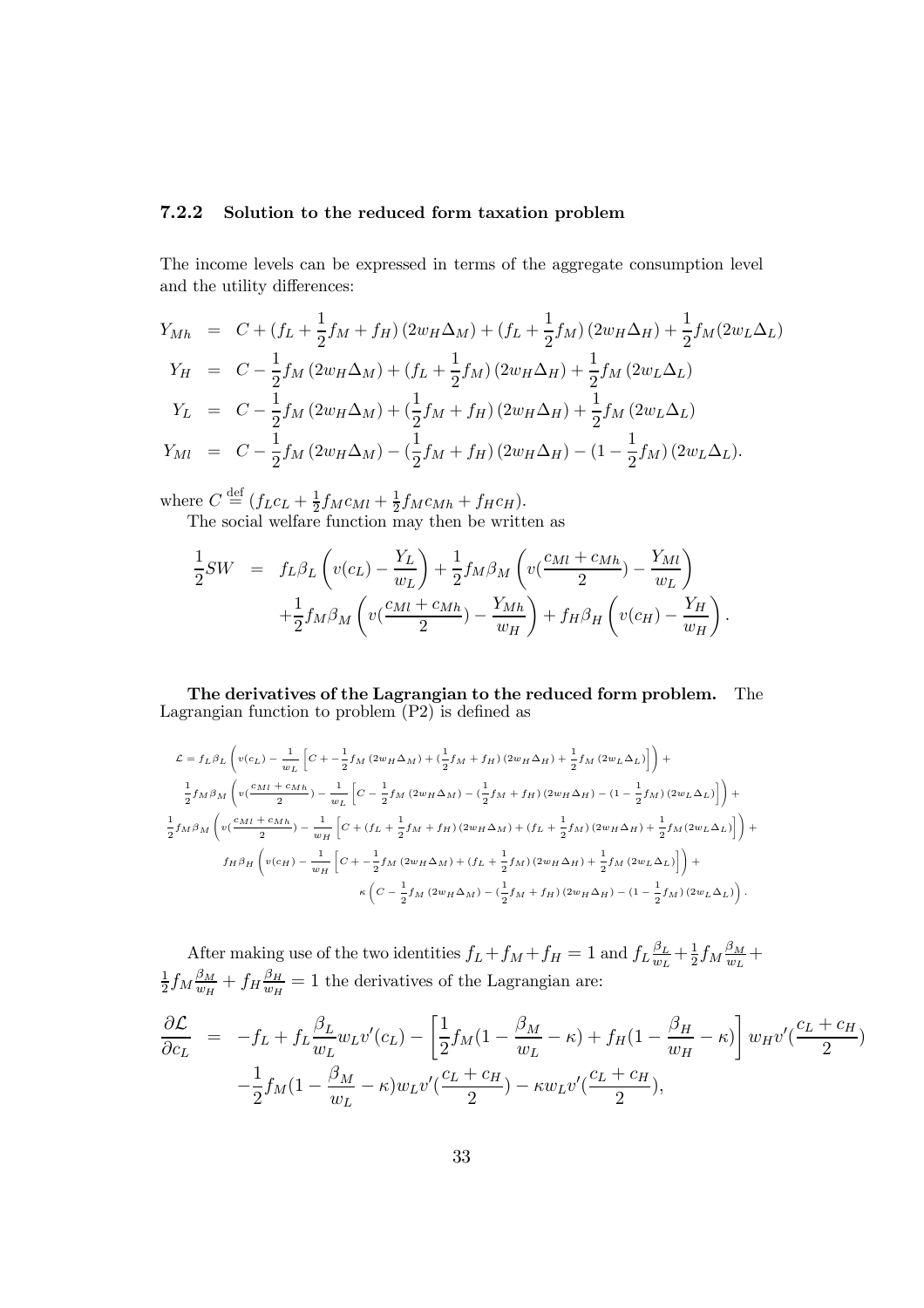### 7.2.2 Solution to the reduced form taxation problem

The income levels can be expressed in terms of the aggregate consumption level and the utility differences:

$$
\begin{aligned}
Y_{Mh} &= C + (f_L + \frac{1}{2}f_M + f_H)(2w_H\Delta_M) + (f_L + \frac{1}{2}f_M)(2w_H\Delta_H) + \frac{1}{2}f_M(2w_L\Delta_L) \\
Y_H &= C - \frac{1}{2}f_M(2w_H\Delta_M) + (f_L + \frac{1}{2}f_M)(2w_H\Delta_H) + \frac{1}{2}f_M(2w_L\Delta_L) \\
Y_L &= C - \frac{1}{2}f_M(2w_H\Delta_M) + (\frac{1}{2}f_M + f_H)(2w_H\Delta_H) + \frac{1}{2}f_M(2w_L\Delta_L) \\
Y_{Ml} &= C - \frac{1}{2}f_M(2w_H\Delta_M) - (\frac{1}{2}f_M + f_H)(2w_H\Delta_H) - (1 - \frac{1}{2}f_M)(2w_L\Delta_L).
\end{aligned}
$$

where $C \stackrel{\text{def}}{=} (f_L c_L + \frac{1}{2}f_M c_{Ml} + \frac{1}{2}f_M c_{Mh} + f_H c_H)$.

The social welfare function may then be written as

$$
\begin{aligned}
\frac{1}{2}SW &= f_L\beta_L\left(v(c_L) - \frac{Y_L}{w_L}\right) + \frac{1}{2}f_M\beta_M\left(v(\frac{c_{Ml}+c_{Mh}}{2}) - \frac{Y_{Ml}}{w_L}\right) \\
&\quad + \frac{1}{2}f_M\beta_M\left(v(\frac{c_{Ml}+c_{Mh}}{2}) - \frac{Y_{Mh}}{w_H}\right) + f_H\beta_H\left(v(c_H) - \frac{Y_H}{w_H}\right).
\end{aligned}
$$

**The derivatives of the Lagrangian to the reduced form problem.** The Lagrangian function to problem (P2) is defined as

$$
\begin{aligned}
\mathcal{L} &= f_L\beta_L\left(v(c_L) - \frac{1}{w_L}\left[C + -\frac{1}{2}f_M(2w_H\Delta_M) + (\frac{1}{2}f_M + f_H)(2w_H\Delta_H) + \frac{1}{2}f_M(2w_L\Delta_L)\right]\right) + \\
&\quad \frac{1}{2}f_M\beta_M\left(v(\frac{c_{Ml}+c_{Mh}}{2}) - \frac{1}{w_L}\left[C - \frac{1}{2}f_M(2w_H\Delta_M) - (\frac{1}{2}f_M + f_H)(2w_H\Delta_H) - (1 - \frac{1}{2}f_M)(2w_L\Delta_L)\right]\right) + \\
&\quad \frac{1}{2}f_M\beta_M\left(v(\frac{c_{Ml}+c_{Mh}}{2}) - \frac{1}{w_H}\left[C + (f_L + \frac{1}{2}f_M + f_H)(2w_H\Delta_M) + (f_L + \frac{1}{2}f_M)(2w_H\Delta_H) + \frac{1}{2}f_M(2w_L\Delta_L)\right]\right) + \\
&\quad f_H\beta_H\left(v(c_H) - \frac{1}{w_H}\left[C + -\frac{1}{2}f_M(2w_H\Delta_M) + (f_L + \frac{1}{2}f_M)(2w_H\Delta_H) + \frac{1}{2}f_M(2w_L\Delta_L)\right]\right) + \\
&\quad \kappa\left(C - \frac{1}{2}f_M(2w_H\Delta_M) - (\frac{1}{2}f_M + f_H)(2w_H\Delta_H) - (1 - \frac{1}{2}f_M)(2w_L\Delta_L)\right).
\end{aligned}
$$

After making use of the two identities $f_L + f_M + f_H = 1$ and $f_L\frac{\beta_L}{w_L} + \frac{1}{2}f_M\frac{\beta_M}{w_L} + \frac{1}{2}f_M\frac{\beta_M}{w_H} + f_H\frac{\beta_H}{w_H} = 1$ the derivatives of the Lagrangian are:

$$
\begin{aligned}
\frac{\partial\mathcal{L}}{\partial c_L} &= -f_L + f_L\frac{\beta_L}{w_L}w_L v'(c_L) - \left[\frac{1}{2}f_M(1 - \frac{\beta_M}{w_L} - \kappa) + f_H(1 - \frac{\beta_H}{w_H} - \kappa)\right]w_H v'(\frac{c_L+c_H}{2}) \\
&\quad - \frac{1}{2}f_M(1 - \frac{\beta_M}{w_L} - \kappa)w_L v'(\frac{c_L+c_H}{2}) - \kappa w_L v'(\frac{c_L+c_H}{2}),
\end{aligned}
$$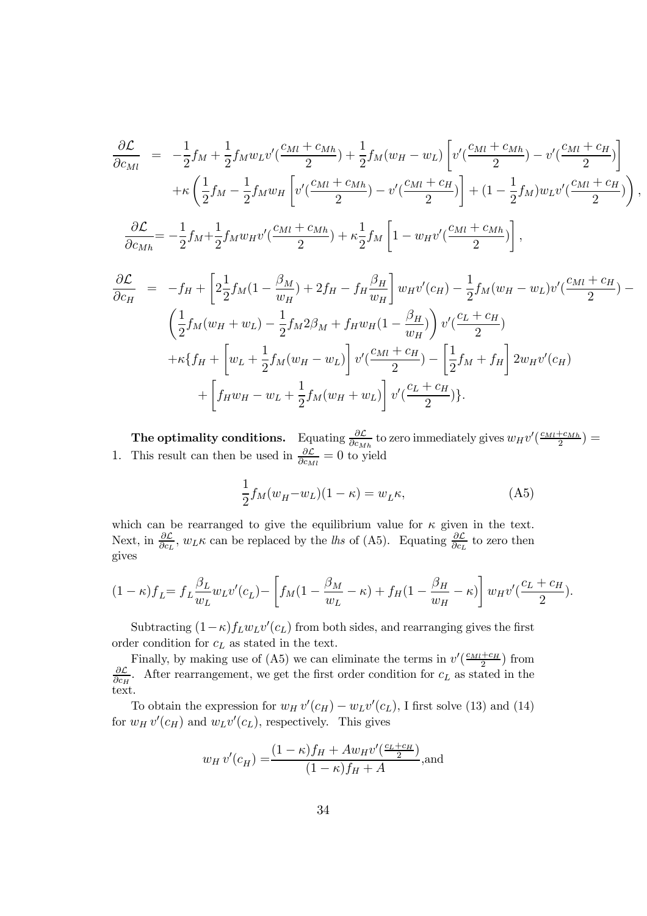$$
\begin{aligned}
\frac{\partial \mathcal{L}}{\partial c_{Ml}} &= -\frac{1}{2}f_M + \frac{1}{2}f_M w_L v'(\frac{c_{Ml}+c_{Mh}}{2}) + \frac{1}{2}f_M(w_H - w_L)\left[v'(\frac{c_{Ml}+c_{Mh}}{2}) - v'(\frac{c_{Ml}+c_H}{2})\right] \\
&\quad + \kappa\left(\frac{1}{2}f_M - \frac{1}{2}f_M w_H\left[v'(\frac{c_{Ml}+c_{Mh}}{2}) - v'(\frac{c_{Ml}+c_H}{2})\right] + (1-\frac{1}{2}f_M)w_L v'(\frac{c_{Ml}+c_H}{2})\right),
\end{aligned}
$$

$$
\frac{\partial \mathcal{L}}{\partial c_{Mh}} = -\frac{1}{2}f_M + \frac{1}{2}f_M w_H v'(\frac{c_{Ml}+c_{Mh}}{2}) + \kappa\frac{1}{2}f_M\left[1 - w_H v'(\frac{c_{Ml}+c_{Mh}}{2})\right],
$$

$$
\begin{aligned}
\frac{\partial \mathcal{L}}{\partial c_H} &= -f_H + \left[2\frac{1}{2}f_M(1-\frac{\beta_M}{w_H}) + 2f_H - f_H\frac{\beta_H}{w_H}\right]w_H v'(c_H) - \frac{1}{2}f_M(w_H - w_L)v'(\frac{c_{Ml}+c_H}{2}) - \\
&\quad \left(\frac{1}{2}f_M(w_H + w_L) - \frac{1}{2}f_M 2\beta_M + f_H w_H(1-\frac{\beta_H}{w_H})\right)v'(\frac{c_L+c_H}{2}) \\
&\quad + \kappa\{f_H + \left[w_L + \frac{1}{2}f_M(w_H - w_L)\right]v'(\frac{c_{Ml}+c_H}{2}) - \left[\frac{1}{2}f_M + f_H\right]2w_H v'(c_H) \\
&\quad + \left[f_H w_H - w_L + \frac{1}{2}f_M(w_H + w_L)\right]v'(\frac{c_L+c_H}{2})\}.
\end{aligned}
$$

**The optimality conditions.** Equating $\frac{\partial \mathcal{L}}{\partial c_{Mh}}$ to zero immediately gives $w_H v'(\frac{c_{Ml}+c_{Mh}}{2}) = 1$. This result can then be used in $\frac{\partial \mathcal{L}}{\partial c_{Ml}} = 0$ to yield

$$
\frac{1}{2}f_M(w_H - w_L)(1-\kappa) = w_L\kappa, \tag{A5}
$$

which can be rearranged to give the equilibrium value for $\kappa$ given in the text. Next, in $\frac{\partial \mathcal{L}}{\partial c_L}$, $w_L\kappa$ can be replaced by the *lhs* of (A5). Equating $\frac{\partial \mathcal{L}}{\partial c_L}$ to zero then gives

$$
(1-\kappa)f_L = f_L\frac{\beta_L}{w_L}w_L v'(c_L) - \left[f_M(1-\frac{\beta_M}{w_L}-\kappa) + f_H(1-\frac{\beta_H}{w_H}-\kappa)\right]w_H v'(\frac{c_L+c_H}{2}).
$$

Subtracting $(1-\kappa)f_L w_L v'(c_L)$ from both sides, and rearranging gives the first order condition for $c_L$ as stated in the text.

Finally, by making use of (A5) we can eliminate the terms in $v'(\frac{c_{Ml}+c_H}{2})$ from $\frac{\partial \mathcal{L}}{\partial c_H}$. After rearrangement, we get the first order condition for $c_L$ as stated in the text.

To obtain the expression for $w_H v'(c_H) - w_L v'(c_L)$, I first solve (13) and (14) for $w_H v'(c_H)$ and $w_L v'(c_L)$, respectively. This gives

$$
w_H v'(c_H) = \frac{(1-\kappa)f_H + A w_H v'(\frac{c_L+c_H}{2})}{(1-\kappa)f_H + A}, \text{and}
$$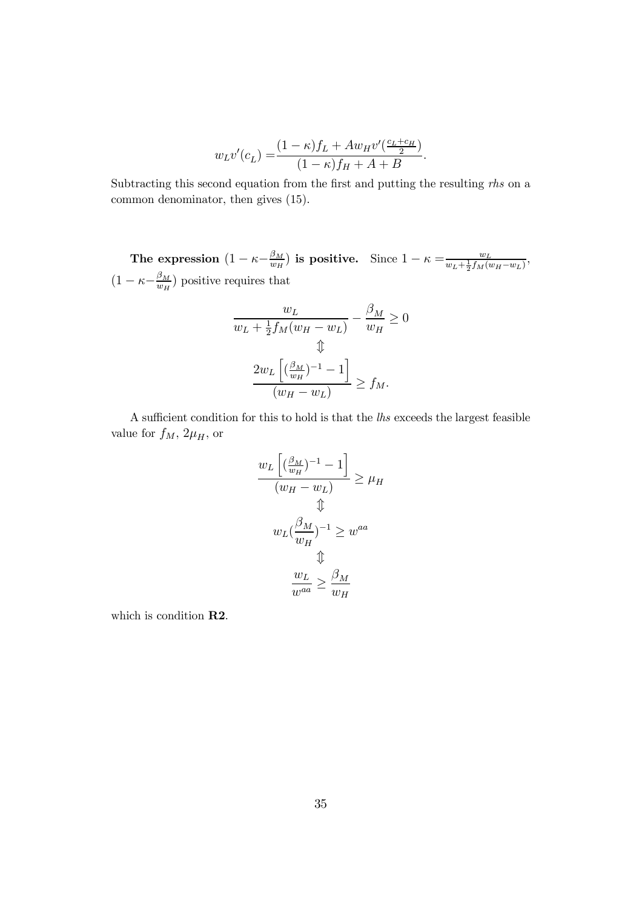$$w_L v'(c_L) = \frac{(1-\kappa) f_L + A w_H v'(\frac{c_L + c_H}{2})}{(1-\kappa) f_H + A + B}.$$

Subtracting this second equation from the first and putting the resulting *rhs* on a common denominator, then gives (15).

**The expression $(1 - \kappa - \frac{\beta_M}{w_H})$ is positive.** Since $1 - \kappa = \frac{w_L}{w_L + \frac{1}{2} f_M (w_H - w_L)}$, $(1 - \kappa - \frac{\beta_M}{w_H})$ positive requires that

$$\frac{w_L}{w_L + \frac{1}{2} f_M (w_H - w_L)} - \frac{\beta_M}{w_H} \geq 0$$
$$\Updownarrow$$
$$\frac{2 w_L \left[ (\frac{\beta_M}{w_H})^{-1} - 1 \right]}{(w_H - w_L)} \geq f_M.$$

A sufficient condition for this to hold is that the *lhs* exceeds the largest feasible value for $f_M$, $2\mu_H$, or

$$\frac{w_L \left[ (\frac{\beta_M}{w_H})^{-1} - 1 \right]}{(w_H - w_L)} \geq \mu_H$$
$$\Updownarrow$$
$$w_L (\frac{\beta_M}{w_H})^{-1} \geq w^{aa}$$
$$\Updownarrow$$
$$\frac{w_L}{w^{aa}} \geq \frac{\beta_M}{w_H}$$

which is condition **R2**.